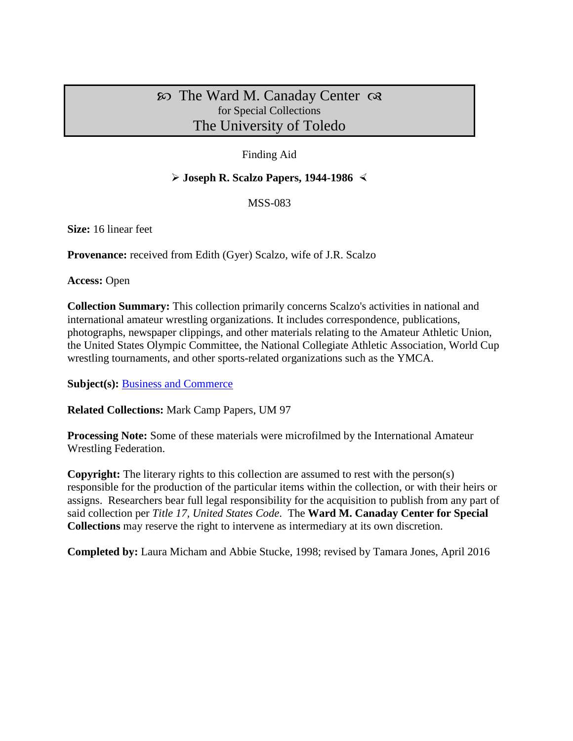# ꙮ The Ward M. Canaday Center ꙮ
for Special Collections
The University of Toledo

Finding Aid

## ➢ Joseph R. Scalzo Papers, 1944-1986 ≺

MSS-083

**Size:** 16 linear feet

**Provenance:** received from Edith (Gyer) Scalzo, wife of J.R. Scalzo

**Access:** Open

**Collection Summary:** This collection primarily concerns Scalzo's activities in national and international amateur wrestling organizations. It includes correspondence, publications, photographs, newspaper clippings, and other materials relating to the Amateur Athletic Union, the United States Olympic Committee, the National Collegiate Athletic Association, World Cup wrestling tournaments, and other sports-related organizations such as the YMCA.

**Subject(s):** Business and Commerce

**Related Collections:** Mark Camp Papers, UM 97

**Processing Note:** Some of these materials were microfilmed by the International Amateur Wrestling Federation.

**Copyright:** The literary rights to this collection are assumed to rest with the person(s) responsible for the production of the particular items within the collection, or with their heirs or assigns. Researchers bear full legal responsibility for the acquisition to publish from any part of said collection per *Title 17, United States Code*. The **Ward M. Canaday Center for Special Collections** may reserve the right to intervene as intermediary at its own discretion.

**Completed by:** Laura Micham and Abbie Stucke, 1998; revised by Tamara Jones, April 2016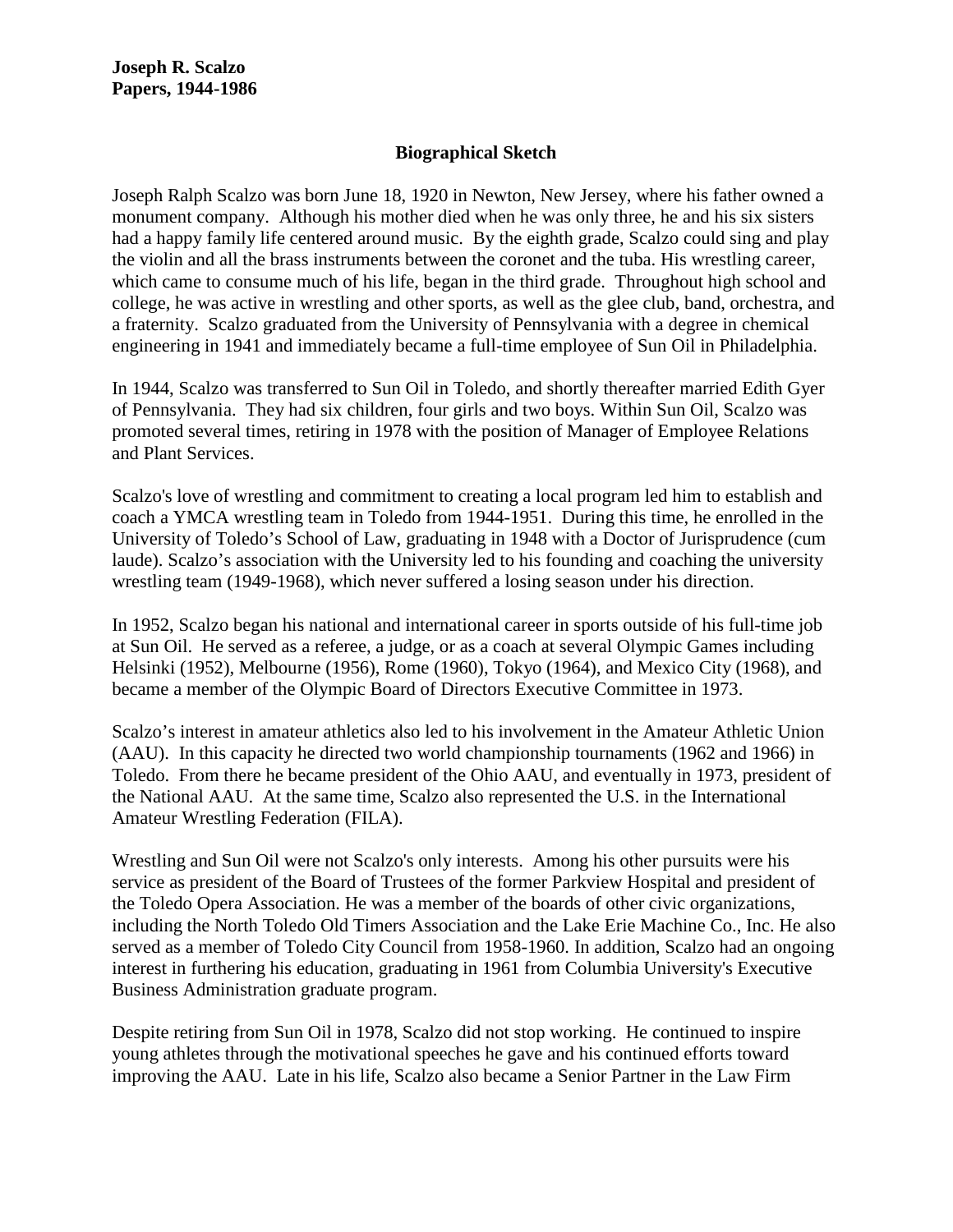**Joseph R. Scalzo**
**Papers, 1944-1986**

## Biographical Sketch

Joseph Ralph Scalzo was born June 18, 1920 in Newton, New Jersey, where his father owned a monument company. Although his mother died when he was only three, he and his six sisters had a happy family life centered around music. By the eighth grade, Scalzo could sing and play the violin and all the brass instruments between the coronet and the tuba. His wrestling career, which came to consume much of his life, began in the third grade. Throughout high school and college, he was active in wrestling and other sports, as well as the glee club, band, orchestra, and a fraternity. Scalzo graduated from the University of Pennsylvania with a degree in chemical engineering in 1941 and immediately became a full-time employee of Sun Oil in Philadelphia.

In 1944, Scalzo was transferred to Sun Oil in Toledo, and shortly thereafter married Edith Gyer of Pennsylvania. They had six children, four girls and two boys. Within Sun Oil, Scalzo was promoted several times, retiring in 1978 with the position of Manager of Employee Relations and Plant Services.

Scalzo's love of wrestling and commitment to creating a local program led him to establish and coach a YMCA wrestling team in Toledo from 1944-1951. During this time, he enrolled in the University of Toledo's School of Law, graduating in 1948 with a Doctor of Jurisprudence (cum laude). Scalzo's association with the University led to his founding and coaching the university wrestling team (1949-1968), which never suffered a losing season under his direction.

In 1952, Scalzo began his national and international career in sports outside of his full-time job at Sun Oil. He served as a referee, a judge, or as a coach at several Olympic Games including Helsinki (1952), Melbourne (1956), Rome (1960), Tokyo (1964), and Mexico City (1968), and became a member of the Olympic Board of Directors Executive Committee in 1973.

Scalzo's interest in amateur athletics also led to his involvement in the Amateur Athletic Union (AAU). In this capacity he directed two world championship tournaments (1962 and 1966) in Toledo. From there he became president of the Ohio AAU, and eventually in 1973, president of the National AAU. At the same time, Scalzo also represented the U.S. in the International Amateur Wrestling Federation (FILA).

Wrestling and Sun Oil were not Scalzo's only interests. Among his other pursuits were his service as president of the Board of Trustees of the former Parkview Hospital and president of the Toledo Opera Association. He was a member of the boards of other civic organizations, including the North Toledo Old Timers Association and the Lake Erie Machine Co., Inc. He also served as a member of Toledo City Council from 1958-1960. In addition, Scalzo had an ongoing interest in furthering his education, graduating in 1961 from Columbia University's Executive Business Administration graduate program.

Despite retiring from Sun Oil in 1978, Scalzo did not stop working. He continued to inspire young athletes through the motivational speeches he gave and his continued efforts toward improving the AAU. Late in his life, Scalzo also became a Senior Partner in the Law Firm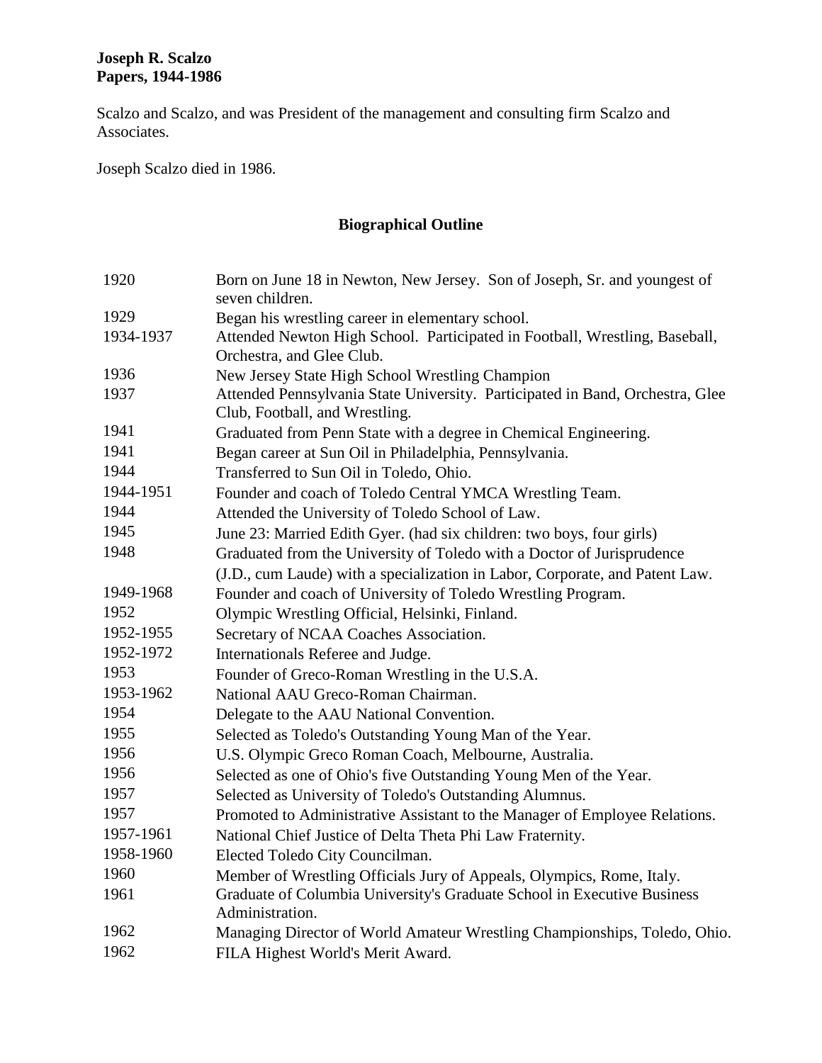Scalzo and Scalzo, and was President of the management and consulting firm Scalzo and Associates.

Joseph Scalzo died in 1986.

## Biographical Outline

| | |
|---|---|
| 1920 | Born on June 18 in Newton, New Jersey. Son of Joseph, Sr. and youngest of seven children. |
| 1929 | Began his wrestling career in elementary school. |
| 1934-1937 | Attended Newton High School. Participated in Football, Wrestling, Baseball, Orchestra, and Glee Club. |
| 1936 | New Jersey State High School Wrestling Champion |
| 1937 | Attended Pennsylvania State University. Participated in Band, Orchestra, Glee Club, Football, and Wrestling. |
| 1941 | Graduated from Penn State with a degree in Chemical Engineering. |
| 1941 | Began career at Sun Oil in Philadelphia, Pennsylvania. |
| 1944 | Transferred to Sun Oil in Toledo, Ohio. |
| 1944-1951 | Founder and coach of Toledo Central YMCA Wrestling Team. |
| 1944 | Attended the University of Toledo School of Law. |
| 1945 | June 23: Married Edith Gyer. (had six children: two boys, four girls) |
| 1948 | Graduated from the University of Toledo with a Doctor of Jurisprudence (J.D., cum Laude) with a specialization in Labor, Corporate, and Patent Law. |
| 1949-1968 | Founder and coach of University of Toledo Wrestling Program. |
| 1952 | Olympic Wrestling Official, Helsinki, Finland. |
| 1952-1955 | Secretary of NCAA Coaches Association. |
| 1952-1972 | Internationals Referee and Judge. |
| 1953 | Founder of Greco-Roman Wrestling in the U.S.A. |
| 1953-1962 | National AAU Greco-Roman Chairman. |
| 1954 | Delegate to the AAU National Convention. |
| 1955 | Selected as Toledo's Outstanding Young Man of the Year. |
| 1956 | U.S. Olympic Greco Roman Coach, Melbourne, Australia. |
| 1956 | Selected as one of Ohio's five Outstanding Young Men of the Year. |
| 1957 | Selected as University of Toledo's Outstanding Alumnus. |
| 1957 | Promoted to Administrative Assistant to the Manager of Employee Relations. |
| 1957-1961 | National Chief Justice of Delta Theta Phi Law Fraternity. |
| 1958-1960 | Elected Toledo City Councilman. |
| 1960 | Member of Wrestling Officials Jury of Appeals, Olympics, Rome, Italy. |
| 1961 | Graduate of Columbia University's Graduate School in Executive Business Administration. |
| 1962 | Managing Director of World Amateur Wrestling Championships, Toledo, Ohio. |
| 1962 | FILA Highest World's Merit Award. |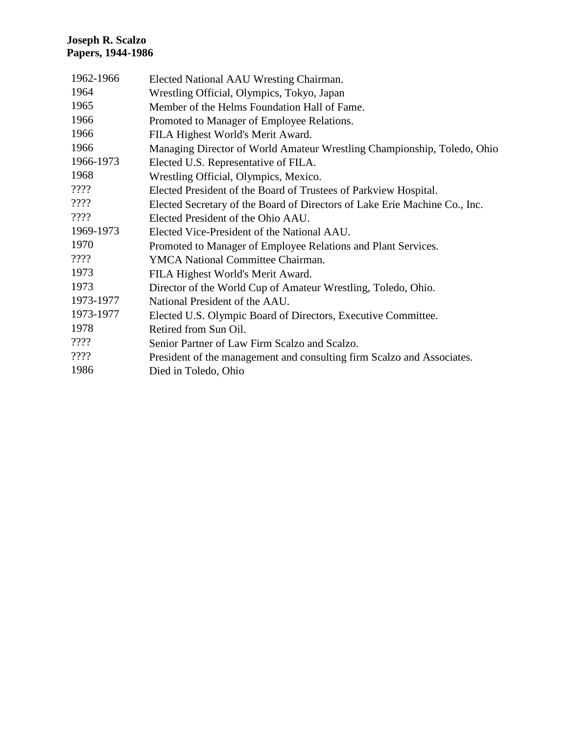**Joseph R. Scalzo**
**Papers, 1944-1986**

| | |
|---|---|
| 1962-1966 | Elected National AAU Wresting Chairman. |
| 1964 | Wrestling Official, Olympics, Tokyo, Japan |
| 1965 | Member of the Helms Foundation Hall of Fame. |
| 1966 | Promoted to Manager of Employee Relations. |
| 1966 | FILA Highest World's Merit Award. |
| 1966 | Managing Director of World Amateur Wrestling Championship, Toledo, Ohio |
| 1966-1973 | Elected U.S. Representative of FILA. |
| 1968 | Wrestling Official, Olympics, Mexico. |
| ???? | Elected President of the Board of Trustees of Parkview Hospital. |
| ???? | Elected Secretary of the Board of Directors of Lake Erie Machine Co., Inc. |
| ???? | Elected President of the Ohio AAU. |
| 1969-1973 | Elected Vice-President of the National AAU. |
| 1970 | Promoted to Manager of Employee Relations and Plant Services. |
| ???? | YMCA National Committee Chairman. |
| 1973 | FILA Highest World's Merit Award. |
| 1973 | Director of the World Cup of Amateur Wrestling, Toledo, Ohio. |
| 1973-1977 | National President of the AAU. |
| 1973-1977 | Elected U.S. Olympic Board of Directors, Executive Committee. |
| 1978 | Retired from Sun Oil. |
| ???? | Senior Partner of Law Firm Scalzo and Scalzo. |
| ???? | President of the management and consulting firm Scalzo and Associates. |
| 1986 | Died in Toledo, Ohio |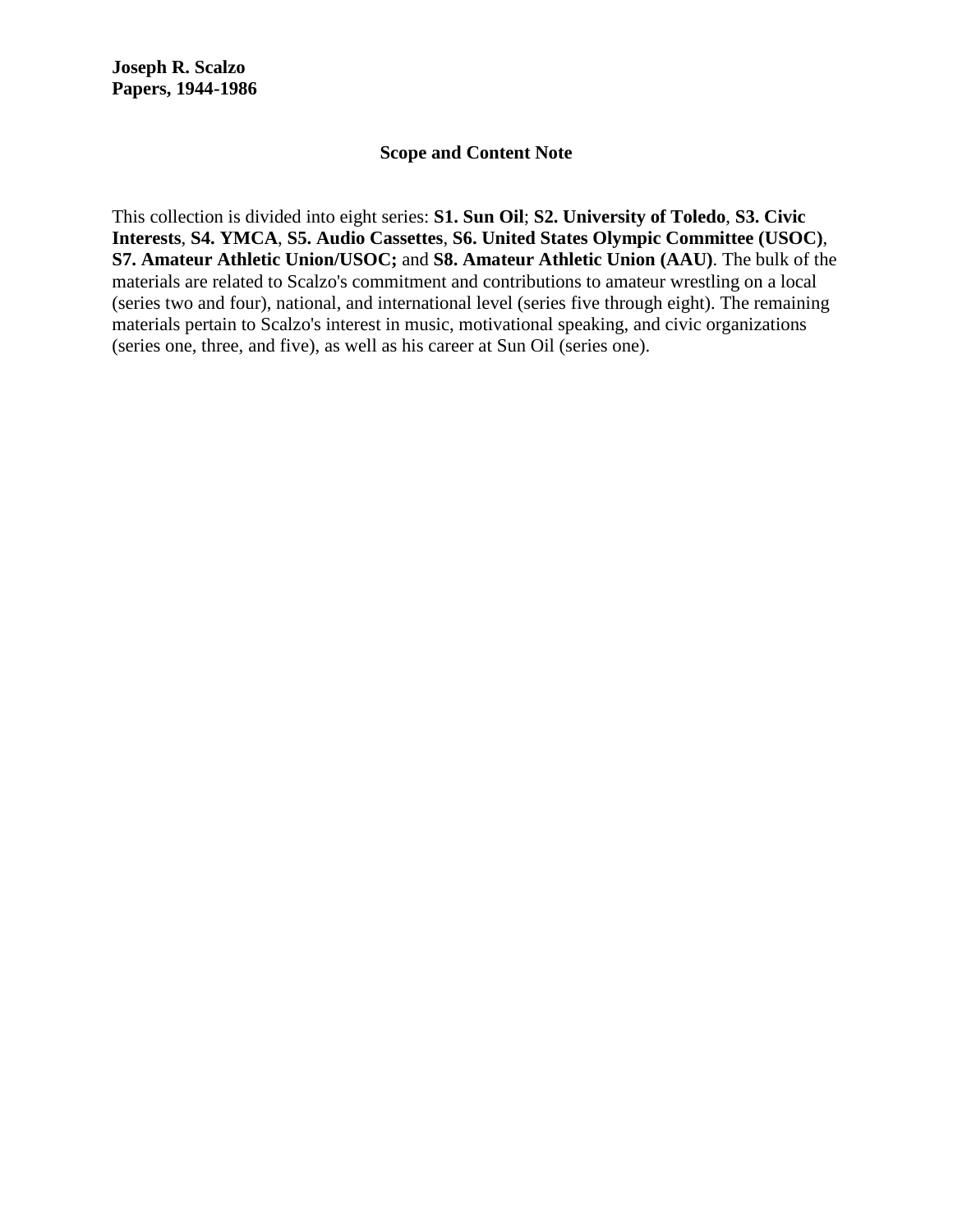**Joseph R. Scalzo**
**Papers, 1944-1986**

## Scope and Content Note

This collection is divided into eight series: **S1. Sun Oil**; **S2. University of Toledo**, **S3. Civic Interests**, **S4. YMCA**, **S5. Audio Cassettes**, **S6. United States Olympic Committee (USOC)**, **S7. Amateur Athletic Union/USOC;** and **S8. Amateur Athletic Union (AAU)**. The bulk of the materials are related to Scalzo's commitment and contributions to amateur wrestling on a local (series two and four), national, and international level (series five through eight). The remaining materials pertain to Scalzo's interest in music, motivational speaking, and civic organizations (series one, three, and five), as well as his career at Sun Oil (series one).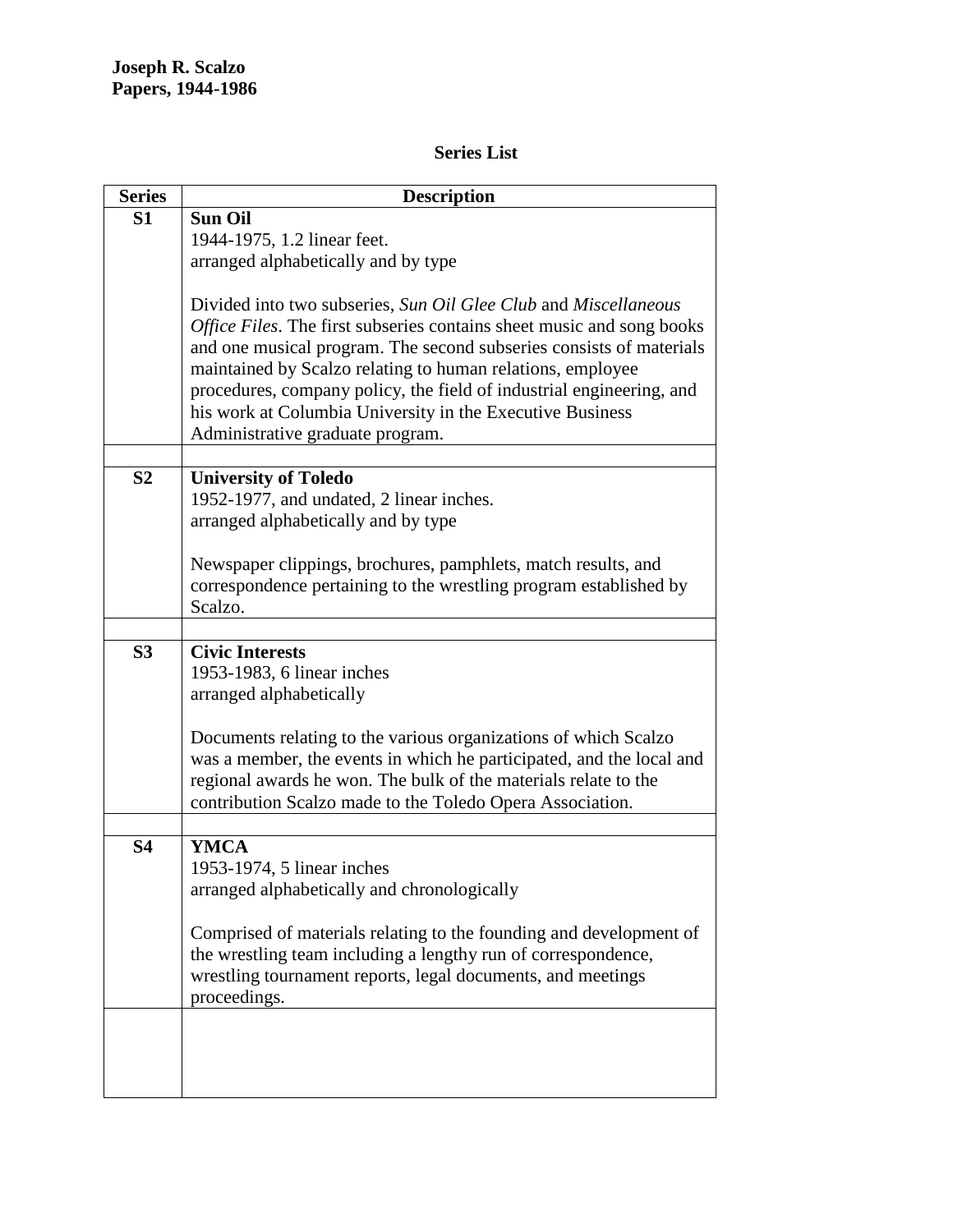**Joseph R. Scalzo**
**Papers, 1944-1986**

## Series List

| Series | Description |
|---|---|
| **S1** | **Sun Oil**<br>1944-1975, 1.2 linear feet.<br>arranged alphabetically and by type<br><br>Divided into two subseries, *Sun Oil Glee Club* and *Miscellaneous Office Files*. The first subseries contains sheet music and song books and one musical program. The second subseries consists of materials maintained by Scalzo relating to human relations, employee procedures, company policy, the field of industrial engineering, and his work at Columbia University in the Executive Business Administrative graduate program. |
| | |
| **S2** | **University of Toledo**<br>1952-1977, and undated, 2 linear inches.<br>arranged alphabetically and by type<br><br>Newspaper clippings, brochures, pamphlets, match results, and correspondence pertaining to the wrestling program established by Scalzo. |
| | |
| **S3** | **Civic Interests**<br>1953-1983, 6 linear inches<br>arranged alphabetically<br><br>Documents relating to the various organizations of which Scalzo was a member, the events in which he participated, and the local and regional awards he won. The bulk of the materials relate to the contribution Scalzo made to the Toledo Opera Association. |
| | |
| **S4** | **YMCA**<br>1953-1974, 5 linear inches<br>arranged alphabetically and chronologically<br><br>Comprised of materials relating to the founding and development of the wrestling team including a lengthy run of correspondence, wrestling tournament reports, legal documents, and meetings proceedings. |
| | |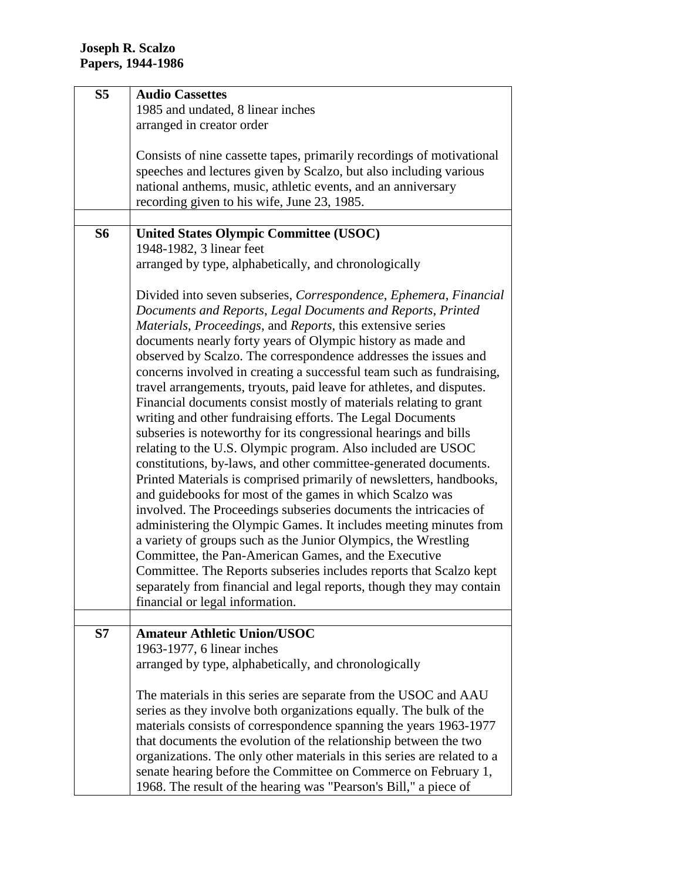**Joseph R. Scalzo**
**Papers, 1944-1986**

| | |
|---|---|
| **S5** | **Audio Cassettes**<br>1985 and undated, 8 linear inches<br>arranged in creator order<br><br>Consists of nine cassette tapes, primarily recordings of motivational speeches and lectures given by Scalzo, but also including various national anthems, music, athletic events, and an anniversary recording given to his wife, June 23, 1985. |
| | |
| **S6** | **United States Olympic Committee (USOC)**<br>1948-1982, 3 linear feet<br>arranged by type, alphabetically, and chronologically<br><br>Divided into seven subseries, *Correspondence*, *Ephemera*, *Financial Documents and Reports*, *Legal Documents and Reports*, *Printed Materials*, *Proceedings*, and *Reports*, this extensive series documents nearly forty years of Olympic history as made and observed by Scalzo. The correspondence addresses the issues and concerns involved in creating a successful team such as fundraising, travel arrangements, tryouts, paid leave for athletes, and disputes. Financial documents consist mostly of materials relating to grant writing and other fundraising efforts. The Legal Documents subseries is noteworthy for its congressional hearings and bills relating to the U.S. Olympic program. Also included are USOC constitutions, by-laws, and other committee-generated documents. Printed Materials is comprised primarily of newsletters, handbooks, and guidebooks for most of the games in which Scalzo was involved. The Proceedings subseries documents the intricacies of administering the Olympic Games. It includes meeting minutes from a variety of groups such as the Junior Olympics, the Wrestling Committee, the Pan-American Games, and the Executive Committee. The Reports subseries includes reports that Scalzo kept separately from financial and legal reports, though they may contain financial or legal information. |
| | |
| **S7** | **Amateur Athletic Union/USOC**<br>1963-1977, 6 linear inches<br>arranged by type, alphabetically, and chronologically<br><br>The materials in this series are separate from the USOC and AAU series as they involve both organizations equally. The bulk of the materials consists of correspondence spanning the years 1963-1977 that documents the evolution of the relationship between the two organizations. The only other materials in this series are related to a senate hearing before the Committee on Commerce on February 1, 1968. The result of the hearing was "Pearson's Bill," a piece of |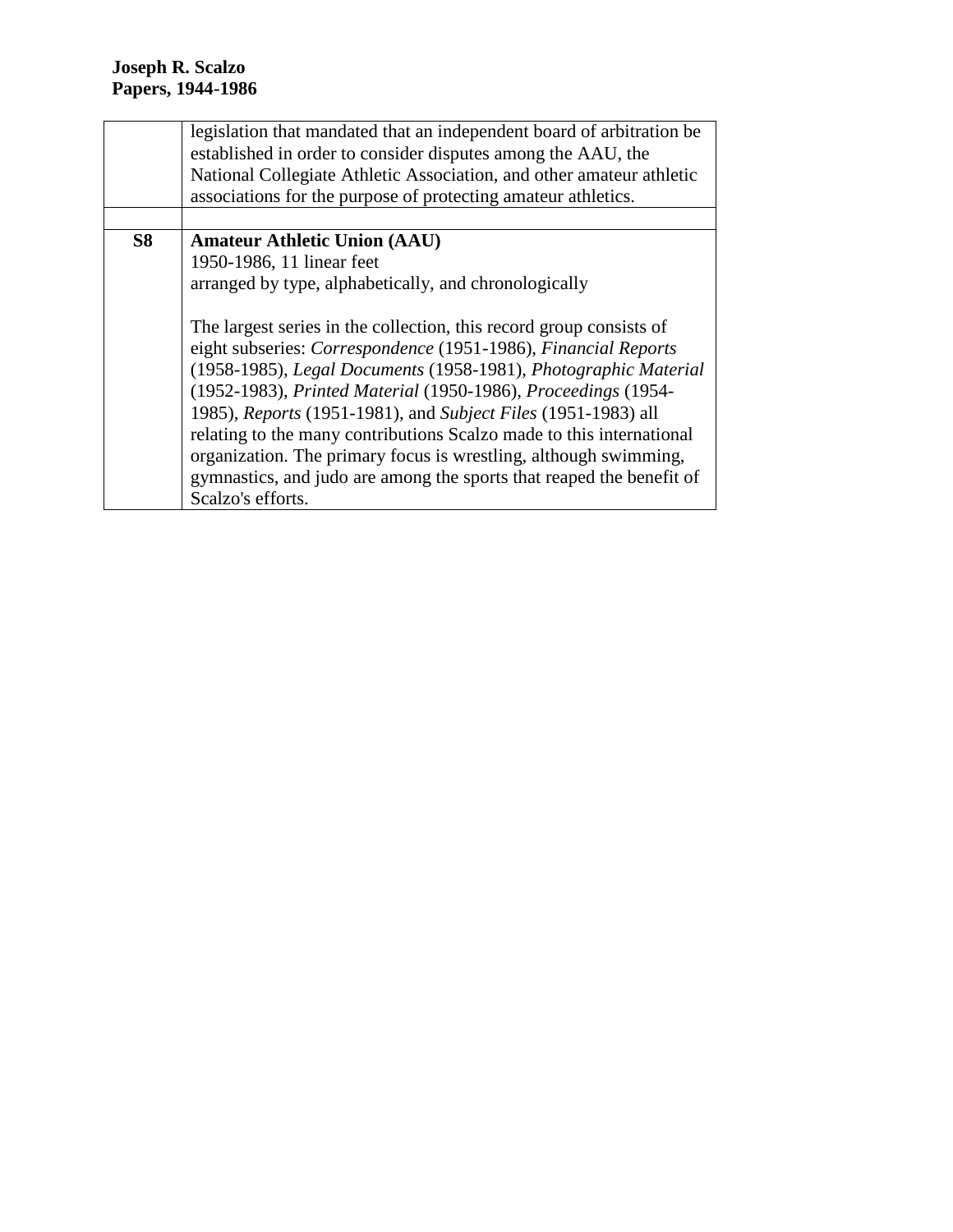| | |
|---|---|
| | legislation that mandated that an independent board of arbitration be established in order to consider disputes among the AAU, the National Collegiate Athletic Association, and other amateur athletic associations for the purpose of protecting amateur athletics. |
| | |
| **S8** | **Amateur Athletic Union (AAU)**<br>1950-1986, 11 linear feet<br>arranged by type, alphabetically, and chronologically<br><br>The largest series in the collection, this record group consists of eight subseries: *Correspondence* (1951-1986), *Financial Reports* (1958-1985), *Legal Documents* (1958-1981), *Photographic Material* (1952-1983), *Printed Material* (1950-1986), *Proceedings* (1954-1985), *Reports* (1951-1981), and *Subject Files* (1951-1983) all relating to the many contributions Scalzo made to this international organization. The primary focus is wrestling, although swimming, gymnastics, and judo are among the sports that reaped the benefit of Scalzo's efforts. |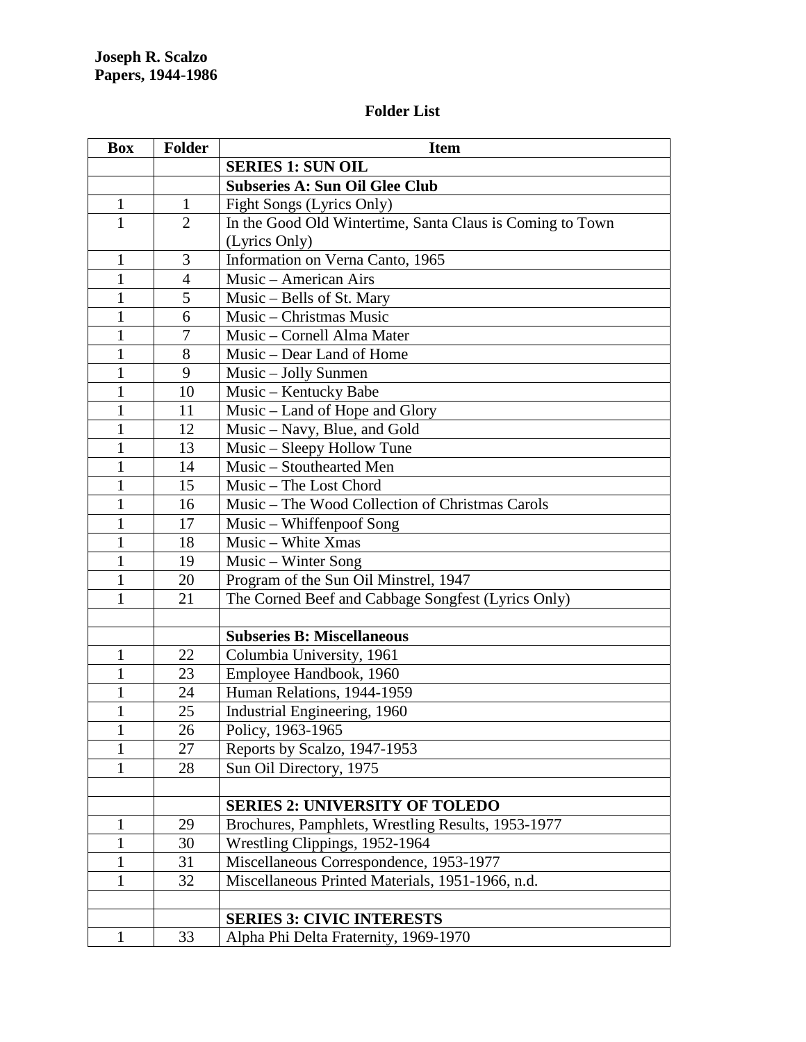**Joseph R. Scalzo**
**Papers, 1944-1986**

## Folder List

| Box | Folder | Item |
|---|---|---|
| | | **SERIES 1: SUN OIL** |
| | | **Subseries A: Sun Oil Glee Club** |
| 1 | 1 | Fight Songs (Lyrics Only) |
| 1 | 2 | In the Good Old Wintertime, Santa Claus is Coming to Town (Lyrics Only) |
| 1 | 3 | Information on Verna Canto, 1965 |
| 1 | 4 | Music – American Airs |
| 1 | 5 | Music – Bells of St. Mary |
| 1 | 6 | Music – Christmas Music |
| 1 | 7 | Music – Cornell Alma Mater |
| 1 | 8 | Music – Dear Land of Home |
| 1 | 9 | Music – Jolly Sunmen |
| 1 | 10 | Music – Kentucky Babe |
| 1 | 11 | Music – Land of Hope and Glory |
| 1 | 12 | Music – Navy, Blue, and Gold |
| 1 | 13 | Music – Sleepy Hollow Tune |
| 1 | 14 | Music – Stouthearted Men |
| 1 | 15 | Music – The Lost Chord |
| 1 | 16 | Music – The Wood Collection of Christmas Carols |
| 1 | 17 | Music – Whiffenpoof Song |
| 1 | 18 | Music – White Xmas |
| 1 | 19 | Music – Winter Song |
| 1 | 20 | Program of the Sun Oil Minstrel, 1947 |
| 1 | 21 | The Corned Beef and Cabbage Songfest (Lyrics Only) |
| | | |
| | | **Subseries B: Miscellaneous** |
| 1 | 22 | Columbia University, 1961 |
| 1 | 23 | Employee Handbook, 1960 |
| 1 | 24 | Human Relations, 1944-1959 |
| 1 | 25 | Industrial Engineering, 1960 |
| 1 | 26 | Policy, 1963-1965 |
| 1 | 27 | Reports by Scalzo, 1947-1953 |
| 1 | 28 | Sun Oil Directory, 1975 |
| | | |
| | | **SERIES 2: UNIVERSITY OF TOLEDO** |
| 1 | 29 | Brochures, Pamphlets, Wrestling Results, 1953-1977 |
| 1 | 30 | Wrestling Clippings, 1952-1964 |
| 1 | 31 | Miscellaneous Correspondence, 1953-1977 |
| 1 | 32 | Miscellaneous Printed Materials, 1951-1966, n.d. |
| | | |
| | | **SERIES 3: CIVIC INTERESTS** |
| 1 | 33 | Alpha Phi Delta Fraternity, 1969-1970 |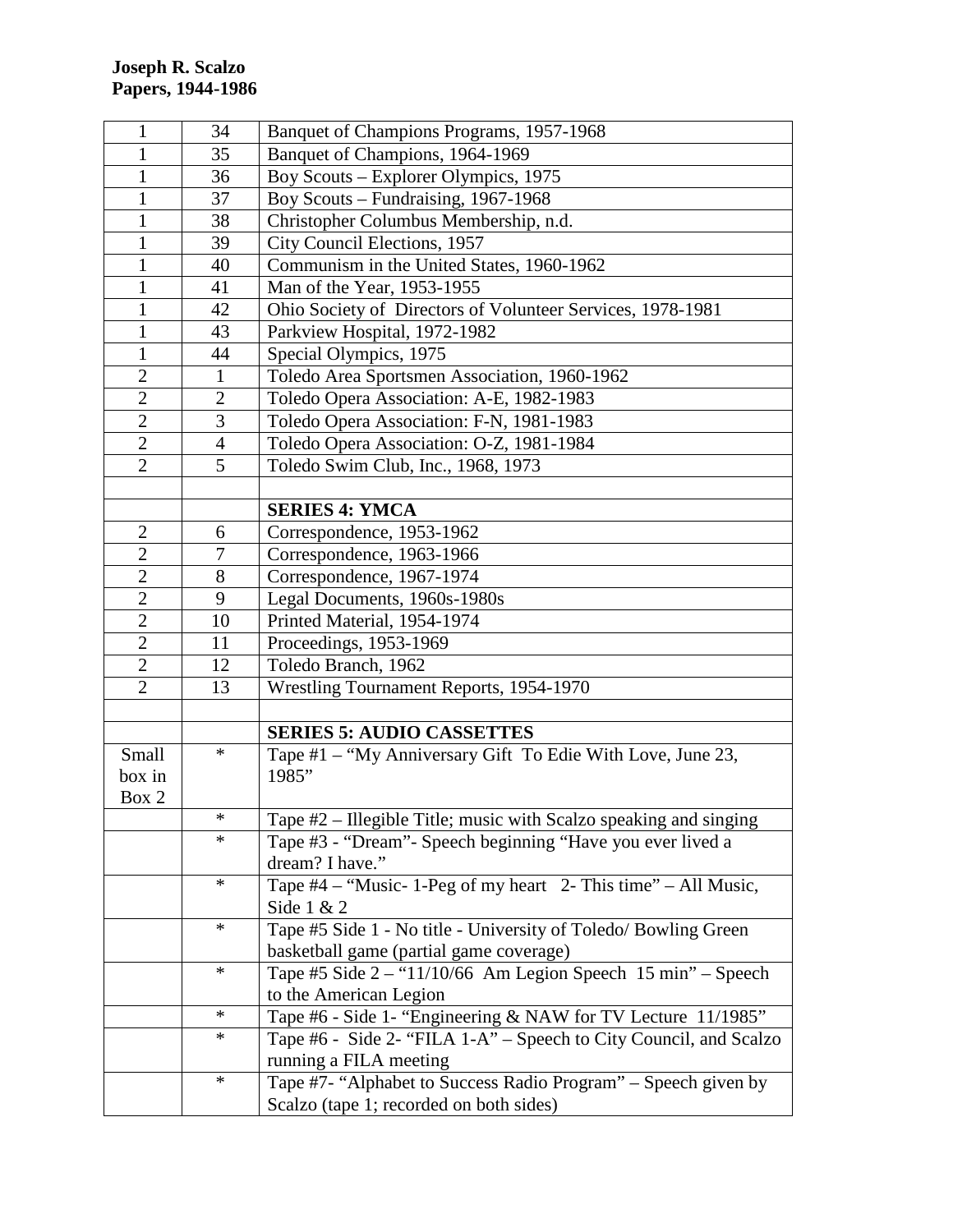**Joseph R. Scalzo**
**Papers, 1944-1986**

| | | |
|---|---|---|
| 1 | 34 | Banquet of Champions Programs, 1957-1968 |
| 1 | 35 | Banquet of Champions, 1964-1969 |
| 1 | 36 | Boy Scouts – Explorer Olympics, 1975 |
| 1 | 37 | Boy Scouts – Fundraising, 1967-1968 |
| 1 | 38 | Christopher Columbus Membership, n.d. |
| 1 | 39 | City Council Elections, 1957 |
| 1 | 40 | Communism in the United States, 1960-1962 |
| 1 | 41 | Man of the Year, 1953-1955 |
| 1 | 42 | Ohio Society of Directors of Volunteer Services, 1978-1981 |
| 1 | 43 | Parkview Hospital, 1972-1982 |
| 1 | 44 | Special Olympics, 1975 |
| 2 | 1 | Toledo Area Sportsmen Association, 1960-1962 |
| 2 | 2 | Toledo Opera Association: A-E, 1982-1983 |
| 2 | 3 | Toledo Opera Association: F-N, 1981-1983 |
| 2 | 4 | Toledo Opera Association: O-Z, 1981-1984 |
| 2 | 5 | Toledo Swim Club, Inc., 1968, 1973 |
| | | |
| | | **SERIES 4: YMCA** |
| 2 | 6 | Correspondence, 1953-1962 |
| 2 | 7 | Correspondence, 1963-1966 |
| 2 | 8 | Correspondence, 1967-1974 |
| 2 | 9 | Legal Documents, 1960s-1980s |
| 2 | 10 | Printed Material, 1954-1974 |
| 2 | 11 | Proceedings, 1953-1969 |
| 2 | 12 | Toledo Branch, 1962 |
| 2 | 13 | Wrestling Tournament Reports, 1954-1970 |
| | | |
| | | **SERIES 5: AUDIO CASSETTES** |
| Small box in Box 2 | * | Tape #1 – "My Anniversary Gift To Edie With Love, June 23, 1985" |
| | * | Tape #2 – Illegible Title; music with Scalzo speaking and singing |
| | * | Tape #3 - "Dream"- Speech beginning "Have you ever lived a dream? I have." |
| | * | Tape #4 – "Music- 1-Peg of my heart 2- This time" – All Music, Side 1 & 2 |
| | * | Tape #5 Side 1 - No title - University of Toledo/ Bowling Green basketball game (partial game coverage) |
| | * | Tape #5 Side 2 – "11/10/66 Am Legion Speech 15 min" – Speech to the American Legion |
| | * | Tape #6 - Side 1- "Engineering & NAW for TV Lecture 11/1985" |
| | * | Tape #6 - Side 2- "FILA 1-A" – Speech to City Council, and Scalzo running a FILA meeting |
| | * | Tape #7- "Alphabet to Success Radio Program" – Speech given by Scalzo (tape 1; recorded on both sides) |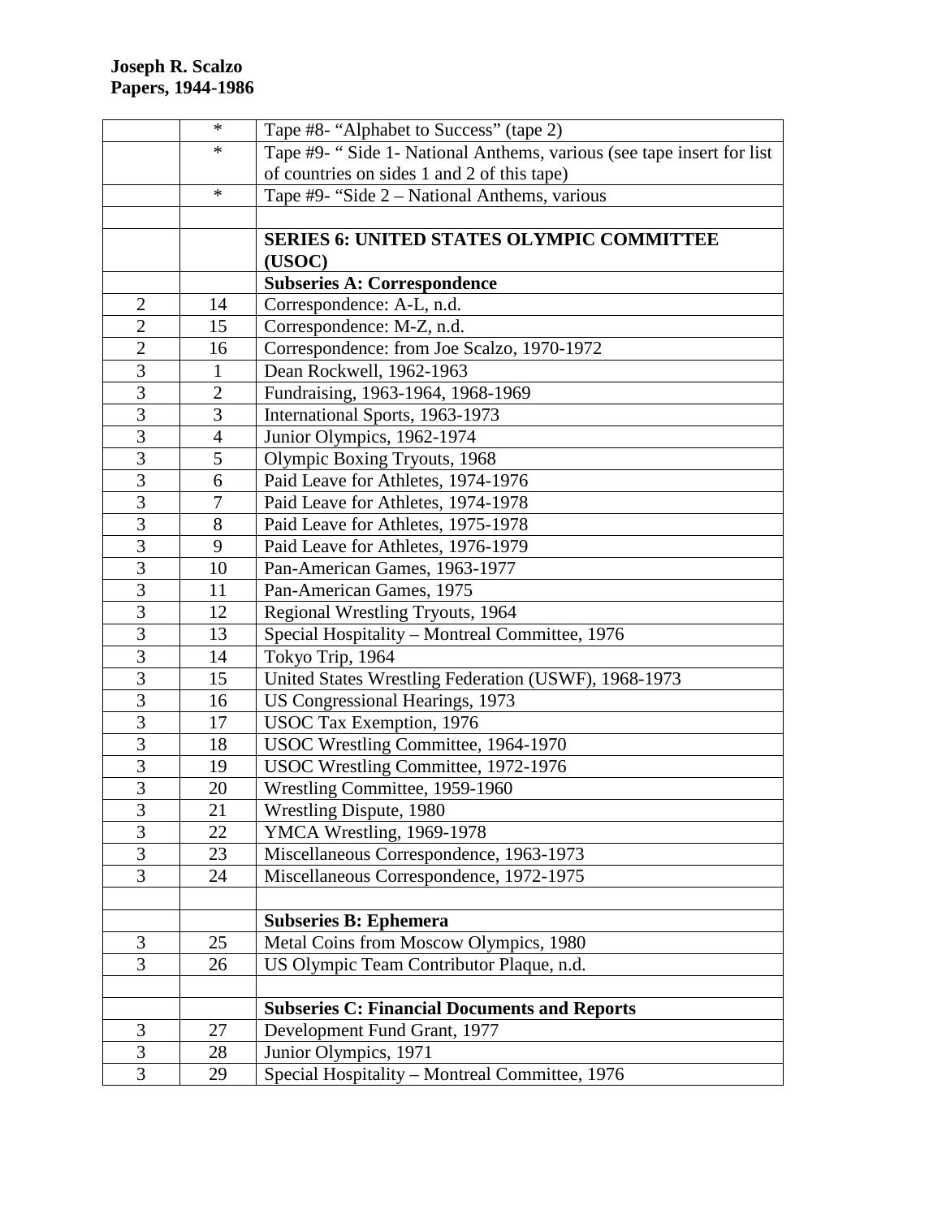**Joseph R. Scalzo**
**Papers, 1944-1986**

| | | |
|---|---|---|
| | * | Tape #8- “Alphabet to Success” (tape 2) |
| | * | Tape #9- “ Side 1- National Anthems, various (see tape insert for list of countries on sides 1 and 2 of this tape) |
| | * | Tape #9- “Side 2 – National Anthems, various |
| | | |
| | | **SERIES 6: UNITED STATES OLYMPIC COMMITTEE (USOC)** |
| | | **Subseries A: Correspondence** |
| 2 | 14 | Correspondence: A-L, n.d. |
| 2 | 15 | Correspondence: M-Z, n.d. |
| 2 | 16 | Correspondence: from Joe Scalzo, 1970-1972 |
| 3 | 1 | Dean Rockwell, 1962-1963 |
| 3 | 2 | Fundraising, 1963-1964, 1968-1969 |
| 3 | 3 | International Sports, 1963-1973 |
| 3 | 4 | Junior Olympics, 1962-1974 |
| 3 | 5 | Olympic Boxing Tryouts, 1968 |
| 3 | 6 | Paid Leave for Athletes, 1974-1976 |
| 3 | 7 | Paid Leave for Athletes, 1974-1978 |
| 3 | 8 | Paid Leave for Athletes, 1975-1978 |
| 3 | 9 | Paid Leave for Athletes, 1976-1979 |
| 3 | 10 | Pan-American Games, 1963-1977 |
| 3 | 11 | Pan-American Games, 1975 |
| 3 | 12 | Regional Wrestling Tryouts, 1964 |
| 3 | 13 | Special Hospitality – Montreal Committee, 1976 |
| 3 | 14 | Tokyo Trip, 1964 |
| 3 | 15 | United States Wrestling Federation (USWF), 1968-1973 |
| 3 | 16 | US Congressional Hearings, 1973 |
| 3 | 17 | USOC Tax Exemption, 1976 |
| 3 | 18 | USOC Wrestling Committee, 1964-1970 |
| 3 | 19 | USOC Wrestling Committee, 1972-1976 |
| 3 | 20 | Wrestling Committee, 1959-1960 |
| 3 | 21 | Wrestling Dispute, 1980 |
| 3 | 22 | YMCA Wrestling, 1969-1978 |
| 3 | 23 | Miscellaneous Correspondence, 1963-1973 |
| 3 | 24 | Miscellaneous Correspondence, 1972-1975 |
| | | |
| | | **Subseries B: Ephemera** |
| 3 | 25 | Metal Coins from Moscow Olympics, 1980 |
| 3 | 26 | US Olympic Team Contributor Plaque, n.d. |
| | | |
| | | **Subseries C: Financial Documents and Reports** |
| 3 | 27 | Development Fund Grant, 1977 |
| 3 | 28 | Junior Olympics, 1971 |
| 3 | 29 | Special Hospitality – Montreal Committee, 1976 |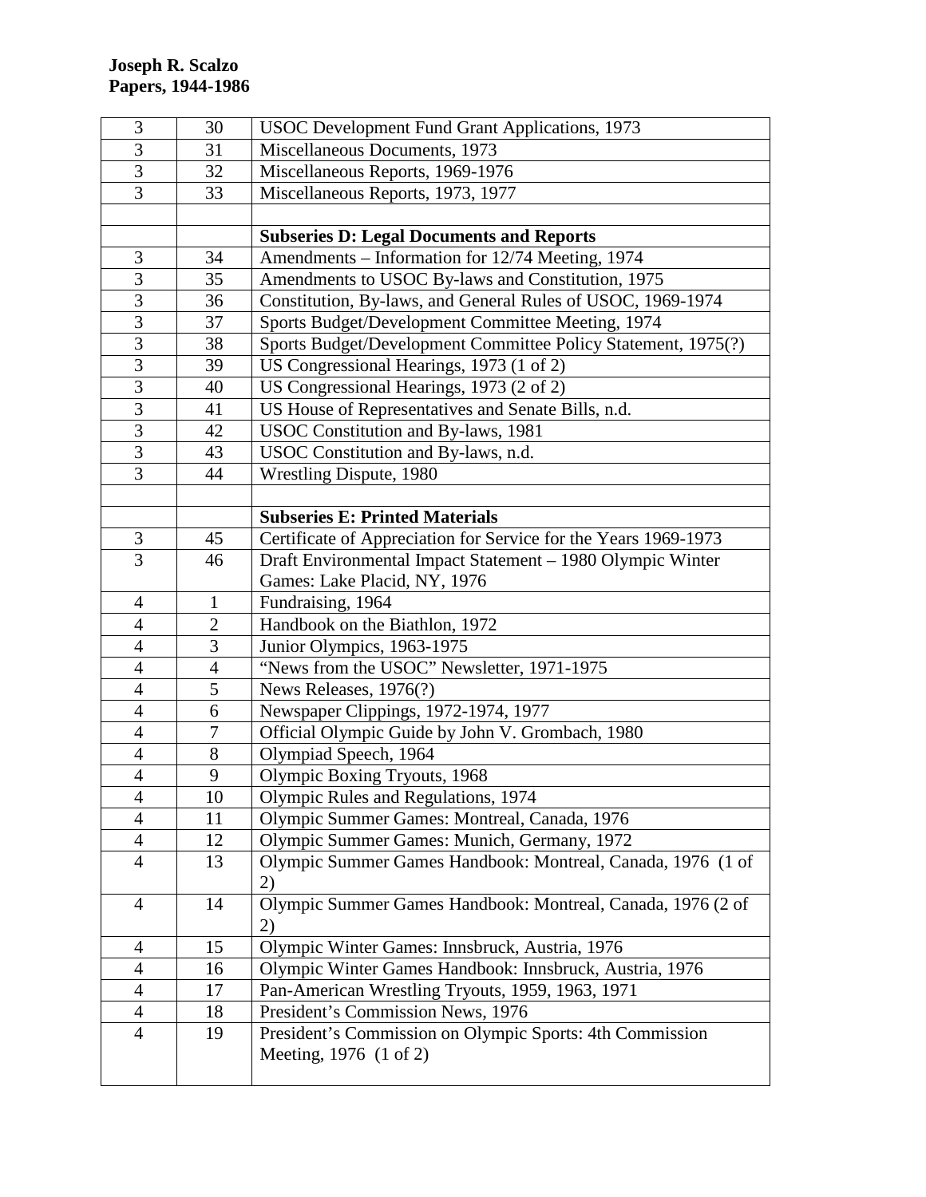**Joseph R. Scalzo**
**Papers, 1944-1986**

| | | |
|---|---|---|
| 3 | 30 | USOC Development Fund Grant Applications, 1973 |
| 3 | 31 | Miscellaneous Documents, 1973 |
| 3 | 32 | Miscellaneous Reports, 1969-1976 |
| 3 | 33 | Miscellaneous Reports, 1973, 1977 |
| | | |
| | | **Subseries D: Legal Documents and Reports** |
| 3 | 34 | Amendments – Information for 12/74 Meeting, 1974 |
| 3 | 35 | Amendments to USOC By-laws and Constitution, 1975 |
| 3 | 36 | Constitution, By-laws, and General Rules of USOC, 1969-1974 |
| 3 | 37 | Sports Budget/Development Committee Meeting, 1974 |
| 3 | 38 | Sports Budget/Development Committee Policy Statement, 1975(?) |
| 3 | 39 | US Congressional Hearings, 1973 (1 of 2) |
| 3 | 40 | US Congressional Hearings, 1973 (2 of 2) |
| 3 | 41 | US House of Representatives and Senate Bills, n.d. |
| 3 | 42 | USOC Constitution and By-laws, 1981 |
| 3 | 43 | USOC Constitution and By-laws, n.d. |
| 3 | 44 | Wrestling Dispute, 1980 |
| | | |
| | | **Subseries E: Printed Materials** |
| 3 | 45 | Certificate of Appreciation for Service for the Years 1969-1973 |
| 3 | 46 | Draft Environmental Impact Statement – 1980 Olympic Winter Games: Lake Placid, NY, 1976 |
| 4 | 1 | Fundraising, 1964 |
| 4 | 2 | Handbook on the Biathlon, 1972 |
| 4 | 3 | Junior Olympics, 1963-1975 |
| 4 | 4 | "News from the USOC" Newsletter, 1971-1975 |
| 4 | 5 | News Releases, 1976(?) |
| 4 | 6 | Newspaper Clippings, 1972-1974, 1977 |
| 4 | 7 | Official Olympic Guide by John V. Grombach, 1980 |
| 4 | 8 | Olympiad Speech, 1964 |
| 4 | 9 | Olympic Boxing Tryouts, 1968 |
| 4 | 10 | Olympic Rules and Regulations, 1974 |
| 4 | 11 | Olympic Summer Games: Montreal, Canada, 1976 |
| 4 | 12 | Olympic Summer Games: Munich, Germany, 1972 |
| 4 | 13 | Olympic Summer Games Handbook: Montreal, Canada, 1976 (1 of 2) |
| 4 | 14 | Olympic Summer Games Handbook: Montreal, Canada, 1976 (2 of 2) |
| 4 | 15 | Olympic Winter Games: Innsbruck, Austria, 1976 |
| 4 | 16 | Olympic Winter Games Handbook: Innsbruck, Austria, 1976 |
| 4 | 17 | Pan-American Wrestling Tryouts, 1959, 1963, 1971 |
| 4 | 18 | President's Commission News, 1976 |
| 4 | 19 | President's Commission on Olympic Sports: 4th Commission Meeting, 1976 (1 of 2) |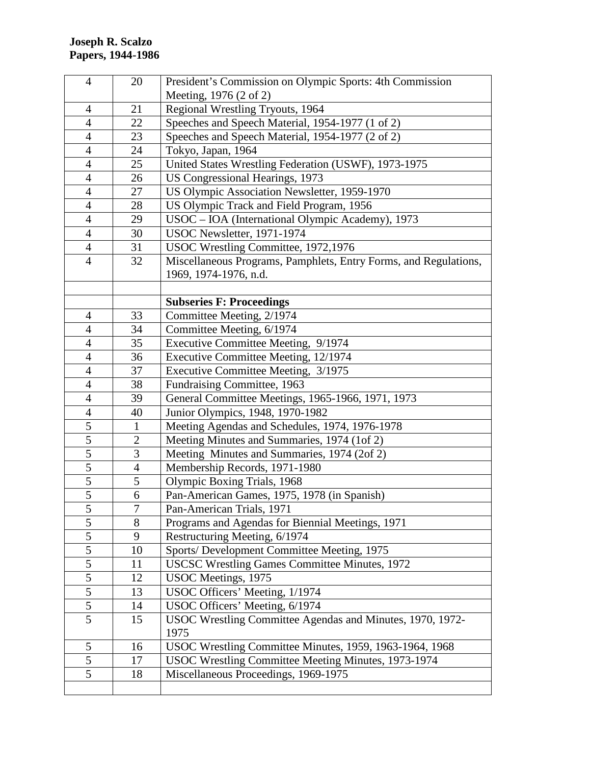**Joseph R. Scalzo**
**Papers, 1944-1986**

| | | |
|---|---|---|
| 4 | 20 | President's Commission on Olympic Sports: 4th Commission Meeting, 1976 (2 of 2) |
| 4 | 21 | Regional Wrestling Tryouts, 1964 |
| 4 | 22 | Speeches and Speech Material, 1954-1977 (1 of 2) |
| 4 | 23 | Speeches and Speech Material, 1954-1977 (2 of 2) |
| 4 | 24 | Tokyo, Japan, 1964 |
| 4 | 25 | United States Wrestling Federation (USWF), 1973-1975 |
| 4 | 26 | US Congressional Hearings, 1973 |
| 4 | 27 | US Olympic Association Newsletter, 1959-1970 |
| 4 | 28 | US Olympic Track and Field Program, 1956 |
| 4 | 29 | USOC – IOA (International Olympic Academy), 1973 |
| 4 | 30 | USOC Newsletter, 1971-1974 |
| 4 | 31 | USOC Wrestling Committee, 1972,1976 |
| 4 | 32 | Miscellaneous Programs, Pamphlets, Entry Forms, and Regulations, 1969, 1974-1976, n.d. |
| | | |
| | | **Subseries F: Proceedings** |
| 4 | 33 | Committee Meeting, 2/1974 |
| 4 | 34 | Committee Meeting, 6/1974 |
| 4 | 35 | Executive Committee Meeting, 9/1974 |
| 4 | 36 | Executive Committee Meeting, 12/1974 |
| 4 | 37 | Executive Committee Meeting, 3/1975 |
| 4 | 38 | Fundraising Committee, 1963 |
| 4 | 39 | General Committee Meetings, 1965-1966, 1971, 1973 |
| 4 | 40 | Junior Olympics, 1948, 1970-1982 |
| 5 | 1 | Meeting Agendas and Schedules, 1974, 1976-1978 |
| 5 | 2 | Meeting Minutes and Summaries, 1974 (1of 2) |
| 5 | 3 | Meeting Minutes and Summaries, 1974 (2of 2) |
| 5 | 4 | Membership Records, 1971-1980 |
| 5 | 5 | Olympic Boxing Trials, 1968 |
| 5 | 6 | Pan-American Games, 1975, 1978 (in Spanish) |
| 5 | 7 | Pan-American Trials, 1971 |
| 5 | 8 | Programs and Agendas for Biennial Meetings, 1971 |
| 5 | 9 | Restructuring Meeting, 6/1974 |
| 5 | 10 | Sports/ Development Committee Meeting, 1975 |
| 5 | 11 | USCSC Wrestling Games Committee Minutes, 1972 |
| 5 | 12 | USOC Meetings, 1975 |
| 5 | 13 | USOC Officers' Meeting, 1/1974 |
| 5 | 14 | USOC Officers' Meeting, 6/1974 |
| 5 | 15 | USOC Wrestling Committee Agendas and Minutes, 1970, 1972-1975 |
| 5 | 16 | USOC Wrestling Committee Minutes, 1959, 1963-1964, 1968 |
| 5 | 17 | USOC Wrestling Committee Meeting Minutes, 1973-1974 |
| 5 | 18 | Miscellaneous Proceedings, 1969-1975 |
| | | |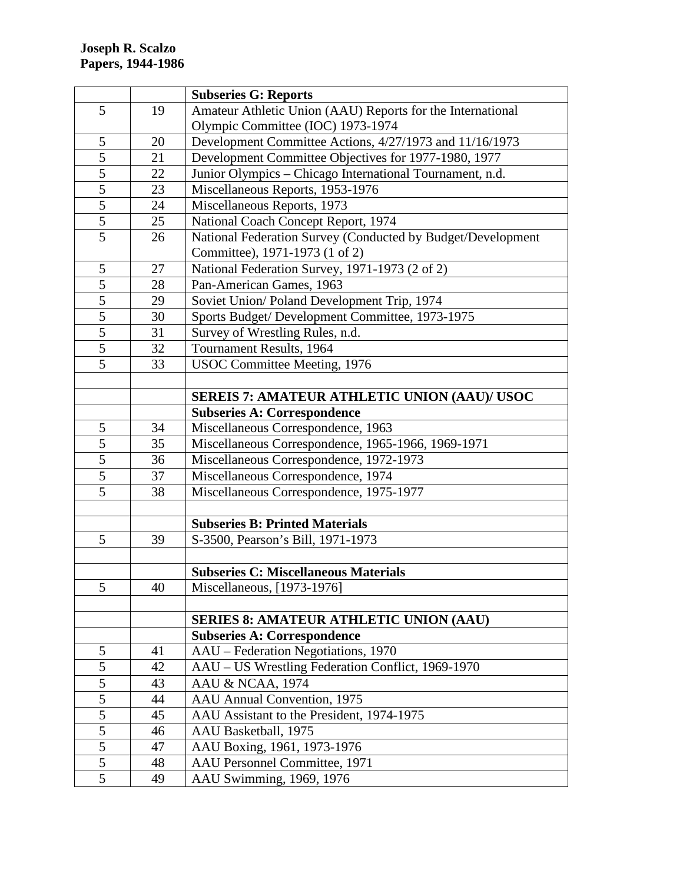**Joseph R. Scalzo**
**Papers, 1944-1986**

| | | **Subseries G: Reports** |
|---|---|---|
| 5 | 19 | Amateur Athletic Union (AAU) Reports for the International Olympic Committee (IOC) 1973-1974 |
| 5 | 20 | Development Committee Actions, 4/27/1973 and 11/16/1973 |
| 5 | 21 | Development Committee Objectives for 1977-1980, 1977 |
| 5 | 22 | Junior Olympics – Chicago International Tournament, n.d. |
| 5 | 23 | Miscellaneous Reports, 1953-1976 |
| 5 | 24 | Miscellaneous Reports, 1973 |
| 5 | 25 | National Coach Concept Report, 1974 |
| 5 | 26 | National Federation Survey (Conducted by Budget/Development Committee), 1971-1973 (1 of 2) |
| 5 | 27 | National Federation Survey, 1971-1973 (2 of 2) |
| 5 | 28 | Pan-American Games, 1963 |
| 5 | 29 | Soviet Union/ Poland Development Trip, 1974 |
| 5 | 30 | Sports Budget/ Development Committee, 1973-1975 |
| 5 | 31 | Survey of Wrestling Rules, n.d. |
| 5 | 32 | Tournament Results, 1964 |
| 5 | 33 | USOC Committee Meeting, 1976 |
| | | |
| | | **SEREIS 7: AMATEUR ATHLETIC UNION (AAU)/ USOC** |
| | | **Subseries A: Correspondence** |
| 5 | 34 | Miscellaneous Correspondence, 1963 |
| 5 | 35 | Miscellaneous Correspondence, 1965-1966, 1969-1971 |
| 5 | 36 | Miscellaneous Correspondence, 1972-1973 |
| 5 | 37 | Miscellaneous Correspondence, 1974 |
| 5 | 38 | Miscellaneous Correspondence, 1975-1977 |
| | | |
| | | **Subseries B: Printed Materials** |
| 5 | 39 | S-3500, Pearson's Bill, 1971-1973 |
| | | |
| | | **Subseries C: Miscellaneous Materials** |
| 5 | 40 | Miscellaneous, [1973-1976] |
| | | |
| | | **SERIES 8: AMATEUR ATHLETIC UNION (AAU)** |
| | | **Subseries A: Correspondence** |
| 5 | 41 | AAU – Federation Negotiations, 1970 |
| 5 | 42 | AAU – US Wrestling Federation Conflict, 1969-1970 |
| 5 | 43 | AAU & NCAA, 1974 |
| 5 | 44 | AAU Annual Convention, 1975 |
| 5 | 45 | AAU Assistant to the President, 1974-1975 |
| 5 | 46 | AAU Basketball, 1975 |
| 5 | 47 | AAU Boxing, 1961, 1973-1976 |
| 5 | 48 | AAU Personnel Committee, 1971 |
| 5 | 49 | AAU Swimming, 1969, 1976 |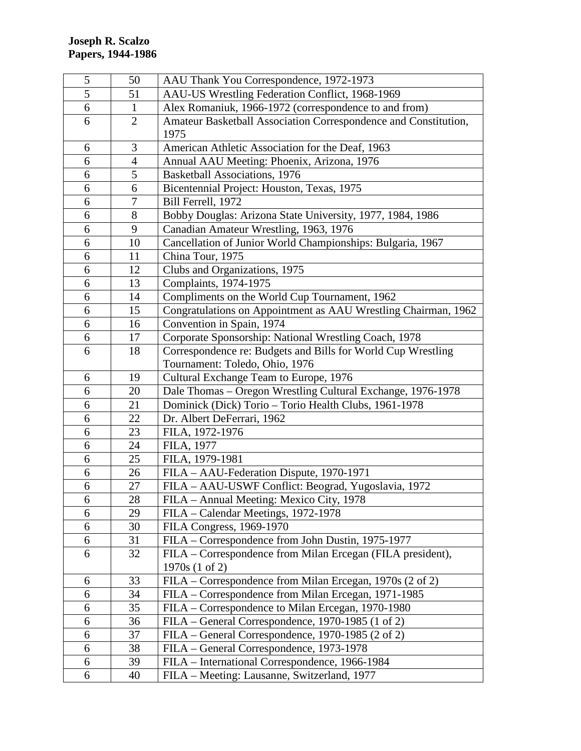**Joseph R. Scalzo**
**Papers, 1944-1986**

| | | |
|---|---|---|
| 5 | 50 | AAU Thank You Correspondence, 1972-1973 |
| 5 | 51 | AAU-US Wrestling Federation Conflict, 1968-1969 |
| 6 | 1 | Alex Romaniuk, 1966-1972 (correspondence to and from) |
| 6 | 2 | Amateur Basketball Association Correspondence and Constitution, 1975 |
| 6 | 3 | American Athletic Association for the Deaf, 1963 |
| 6 | 4 | Annual AAU Meeting: Phoenix, Arizona, 1976 |
| 6 | 5 | Basketball Associations, 1976 |
| 6 | 6 | Bicentennial Project: Houston, Texas, 1975 |
| 6 | 7 | Bill Ferrell, 1972 |
| 6 | 8 | Bobby Douglas: Arizona State University, 1977, 1984, 1986 |
| 6 | 9 | Canadian Amateur Wrestling, 1963, 1976 |
| 6 | 10 | Cancellation of Junior World Championships: Bulgaria, 1967 |
| 6 | 11 | China Tour, 1975 |
| 6 | 12 | Clubs and Organizations, 1975 |
| 6 | 13 | Complaints, 1974-1975 |
| 6 | 14 | Compliments on the World Cup Tournament, 1962 |
| 6 | 15 | Congratulations on Appointment as AAU Wrestling Chairman, 1962 |
| 6 | 16 | Convention in Spain, 1974 |
| 6 | 17 | Corporate Sponsorship: National Wrestling Coach, 1978 |
| 6 | 18 | Correspondence re: Budgets and Bills for World Cup Wrestling Tournament: Toledo, Ohio, 1976 |
| 6 | 19 | Cultural Exchange Team to Europe, 1976 |
| 6 | 20 | Dale Thomas – Oregon Wrestling Cultural Exchange, 1976-1978 |
| 6 | 21 | Dominick (Dick) Torio – Torio Health Clubs, 1961-1978 |
| 6 | 22 | Dr. Albert DeFerrari, 1962 |
| 6 | 23 | FILA, 1972-1976 |
| 6 | 24 | FILA, 1977 |
| 6 | 25 | FILA, 1979-1981 |
| 6 | 26 | FILA – AAU-Federation Dispute, 1970-1971 |
| 6 | 27 | FILA – AAU-USWF Conflict: Beograd, Yugoslavia, 1972 |
| 6 | 28 | FILA – Annual Meeting: Mexico City, 1978 |
| 6 | 29 | FILA – Calendar Meetings, 1972-1978 |
| 6 | 30 | FILA Congress, 1969-1970 |
| 6 | 31 | FILA – Correspondence from John Dustin, 1975-1977 |
| 6 | 32 | FILA – Correspondence from Milan Ercegan (FILA president), 1970s (1 of 2) |
| 6 | 33 | FILA – Correspondence from Milan Ercegan, 1970s (2 of 2) |
| 6 | 34 | FILA – Correspondence from Milan Ercegan, 1971-1985 |
| 6 | 35 | FILA – Correspondence to Milan Ercegan, 1970-1980 |
| 6 | 36 | FILA – General Correspondence, 1970-1985 (1 of 2) |
| 6 | 37 | FILA – General Correspondence, 1970-1985 (2 of 2) |
| 6 | 38 | FILA – General Correspondence, 1973-1978 |
| 6 | 39 | FILA – International Correspondence, 1966-1984 |
| 6 | 40 | FILA – Meeting: Lausanne, Switzerland, 1977 |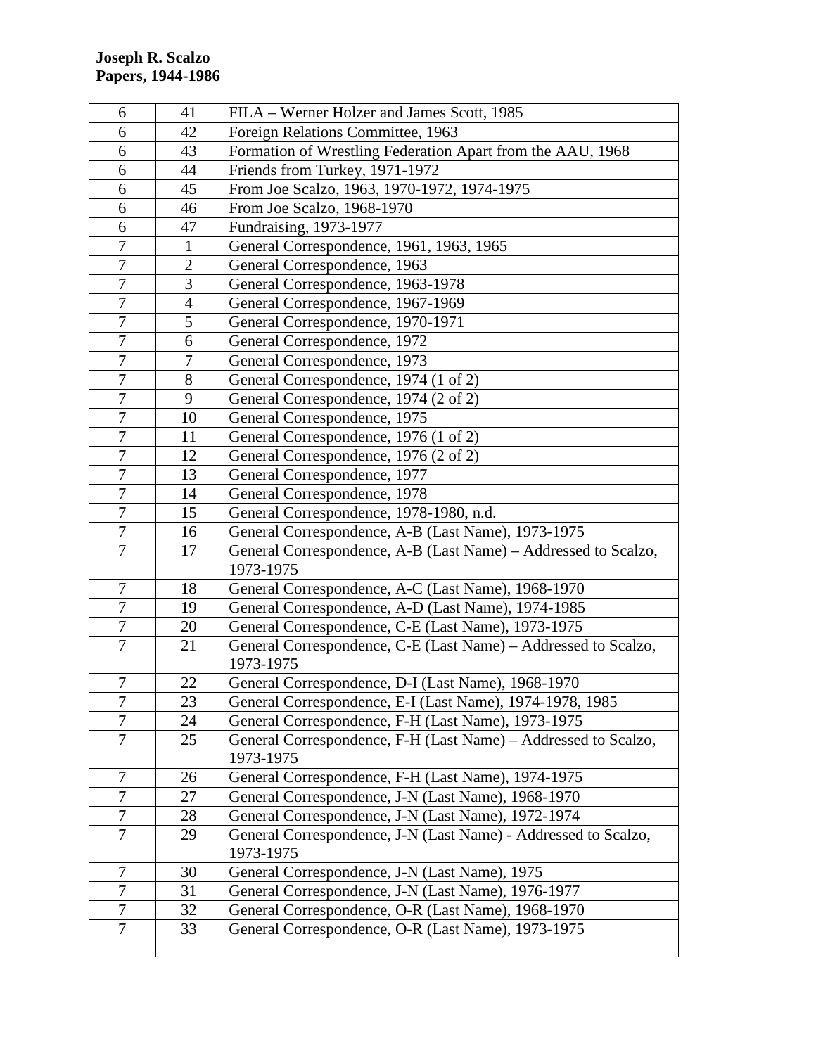**Joseph R. Scalzo**
**Papers, 1944-1986**

| | | |
|---|---|---|
| 6 | 41 | FILA – Werner Holzer and James Scott, 1985 |
| 6 | 42 | Foreign Relations Committee, 1963 |
| 6 | 43 | Formation of Wrestling Federation Apart from the AAU, 1968 |
| 6 | 44 | Friends from Turkey, 1971-1972 |
| 6 | 45 | From Joe Scalzo, 1963, 1970-1972, 1974-1975 |
| 6 | 46 | From Joe Scalzo, 1968-1970 |
| 6 | 47 | Fundraising, 1973-1977 |
| 7 | 1 | General Correspondence, 1961, 1963, 1965 |
| 7 | 2 | General Correspondence, 1963 |
| 7 | 3 | General Correspondence, 1963-1978 |
| 7 | 4 | General Correspondence, 1967-1969 |
| 7 | 5 | General Correspondence, 1970-1971 |
| 7 | 6 | General Correspondence, 1972 |
| 7 | 7 | General Correspondence, 1973 |
| 7 | 8 | General Correspondence, 1974 (1 of 2) |
| 7 | 9 | General Correspondence, 1974 (2 of 2) |
| 7 | 10 | General Correspondence, 1975 |
| 7 | 11 | General Correspondence, 1976 (1 of 2) |
| 7 | 12 | General Correspondence, 1976 (2 of 2) |
| 7 | 13 | General Correspondence, 1977 |
| 7 | 14 | General Correspondence, 1978 |
| 7 | 15 | General Correspondence, 1978-1980, n.d. |
| 7 | 16 | General Correspondence, A-B (Last Name), 1973-1975 |
| 7 | 17 | General Correspondence, A-B (Last Name) – Addressed to Scalzo, 1973-1975 |
| 7 | 18 | General Correspondence, A-C (Last Name), 1968-1970 |
| 7 | 19 | General Correspondence, A-D (Last Name), 1974-1985 |
| 7 | 20 | General Correspondence, C-E (Last Name), 1973-1975 |
| 7 | 21 | General Correspondence, C-E (Last Name) – Addressed to Scalzo, 1973-1975 |
| 7 | 22 | General Correspondence, D-I (Last Name), 1968-1970 |
| 7 | 23 | General Correspondence, E-I (Last Name), 1974-1978, 1985 |
| 7 | 24 | General Correspondence, F-H (Last Name), 1973-1975 |
| 7 | 25 | General Correspondence, F-H (Last Name) – Addressed to Scalzo, 1973-1975 |
| 7 | 26 | General Correspondence, F-H (Last Name), 1974-1975 |
| 7 | 27 | General Correspondence, J-N (Last Name), 1968-1970 |
| 7 | 28 | General Correspondence, J-N (Last Name), 1972-1974 |
| 7 | 29 | General Correspondence, J-N (Last Name) - Addressed to Scalzo, 1973-1975 |
| 7 | 30 | General Correspondence, J-N (Last Name), 1975 |
| 7 | 31 | General Correspondence, J-N (Last Name), 1976-1977 |
| 7 | 32 | General Correspondence, O-R (Last Name), 1968-1970 |
| 7 | 33 | General Correspondence, O-R (Last Name), 1973-1975 |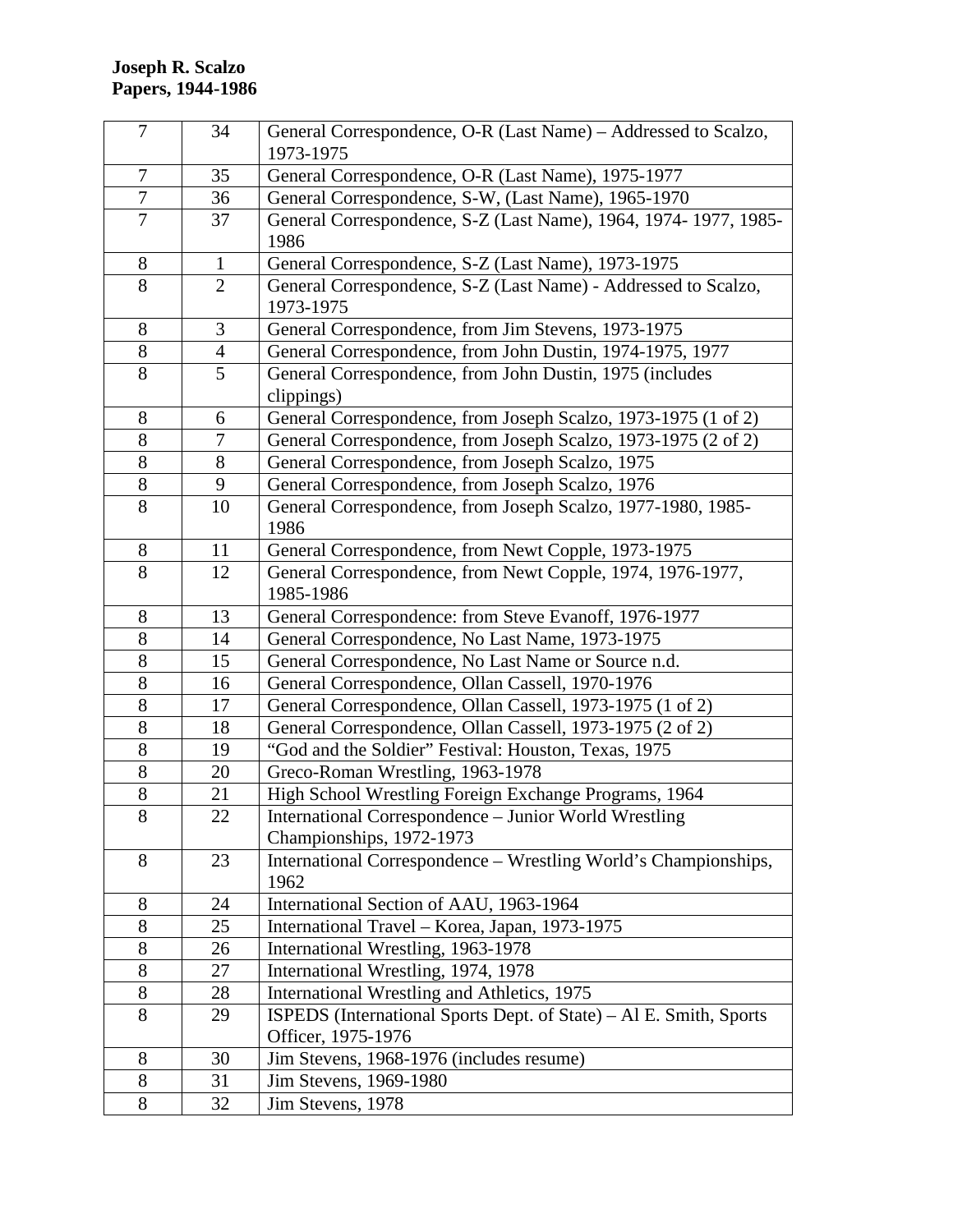**Joseph R. Scalzo**
**Papers, 1944-1986**

| | | |
|---|---|---|
| 7 | 34 | General Correspondence, O-R (Last Name) – Addressed to Scalzo, 1973-1975 |
| 7 | 35 | General Correspondence, O-R (Last Name), 1975-1977 |
| 7 | 36 | General Correspondence, S-W, (Last Name), 1965-1970 |
| 7 | 37 | General Correspondence, S-Z (Last Name), 1964, 1974- 1977, 1985-1986 |
| 8 | 1 | General Correspondence, S-Z (Last Name), 1973-1975 |
| 8 | 2 | General Correspondence, S-Z (Last Name) - Addressed to Scalzo, 1973-1975 |
| 8 | 3 | General Correspondence, from Jim Stevens, 1973-1975 |
| 8 | 4 | General Correspondence, from John Dustin, 1974-1975, 1977 |
| 8 | 5 | General Correspondence, from John Dustin, 1975 (includes clippings) |
| 8 | 6 | General Correspondence, from Joseph Scalzo, 1973-1975 (1 of 2) |
| 8 | 7 | General Correspondence, from Joseph Scalzo, 1973-1975 (2 of 2) |
| 8 | 8 | General Correspondence, from Joseph Scalzo, 1975 |
| 8 | 9 | General Correspondence, from Joseph Scalzo, 1976 |
| 8 | 10 | General Correspondence, from Joseph Scalzo, 1977-1980, 1985-1986 |
| 8 | 11 | General Correspondence, from Newt Copple, 1973-1975 |
| 8 | 12 | General Correspondence, from Newt Copple, 1974, 1976-1977, 1985-1986 |
| 8 | 13 | General Correspondence: from Steve Evanoff, 1976-1977 |
| 8 | 14 | General Correspondence, No Last Name, 1973-1975 |
| 8 | 15 | General Correspondence, No Last Name or Source n.d. |
| 8 | 16 | General Correspondence, Ollan Cassell, 1970-1976 |
| 8 | 17 | General Correspondence, Ollan Cassell, 1973-1975 (1 of 2) |
| 8 | 18 | General Correspondence, Ollan Cassell, 1973-1975 (2 of 2) |
| 8 | 19 | "God and the Soldier" Festival: Houston, Texas, 1975 |
| 8 | 20 | Greco-Roman Wrestling, 1963-1978 |
| 8 | 21 | High School Wrestling Foreign Exchange Programs, 1964 |
| 8 | 22 | International Correspondence – Junior World Wrestling Championships, 1972-1973 |
| 8 | 23 | International Correspondence – Wrestling World's Championships, 1962 |
| 8 | 24 | International Section of AAU, 1963-1964 |
| 8 | 25 | International Travel – Korea, Japan, 1973-1975 |
| 8 | 26 | International Wrestling, 1963-1978 |
| 8 | 27 | International Wrestling, 1974, 1978 |
| 8 | 28 | International Wrestling and Athletics, 1975 |
| 8 | 29 | ISPEDS (International Sports Dept. of State) – Al E. Smith, Sports Officer, 1975-1976 |
| 8 | 30 | Jim Stevens, 1968-1976 (includes resume) |
| 8 | 31 | Jim Stevens, 1969-1980 |
| 8 | 32 | Jim Stevens, 1978 |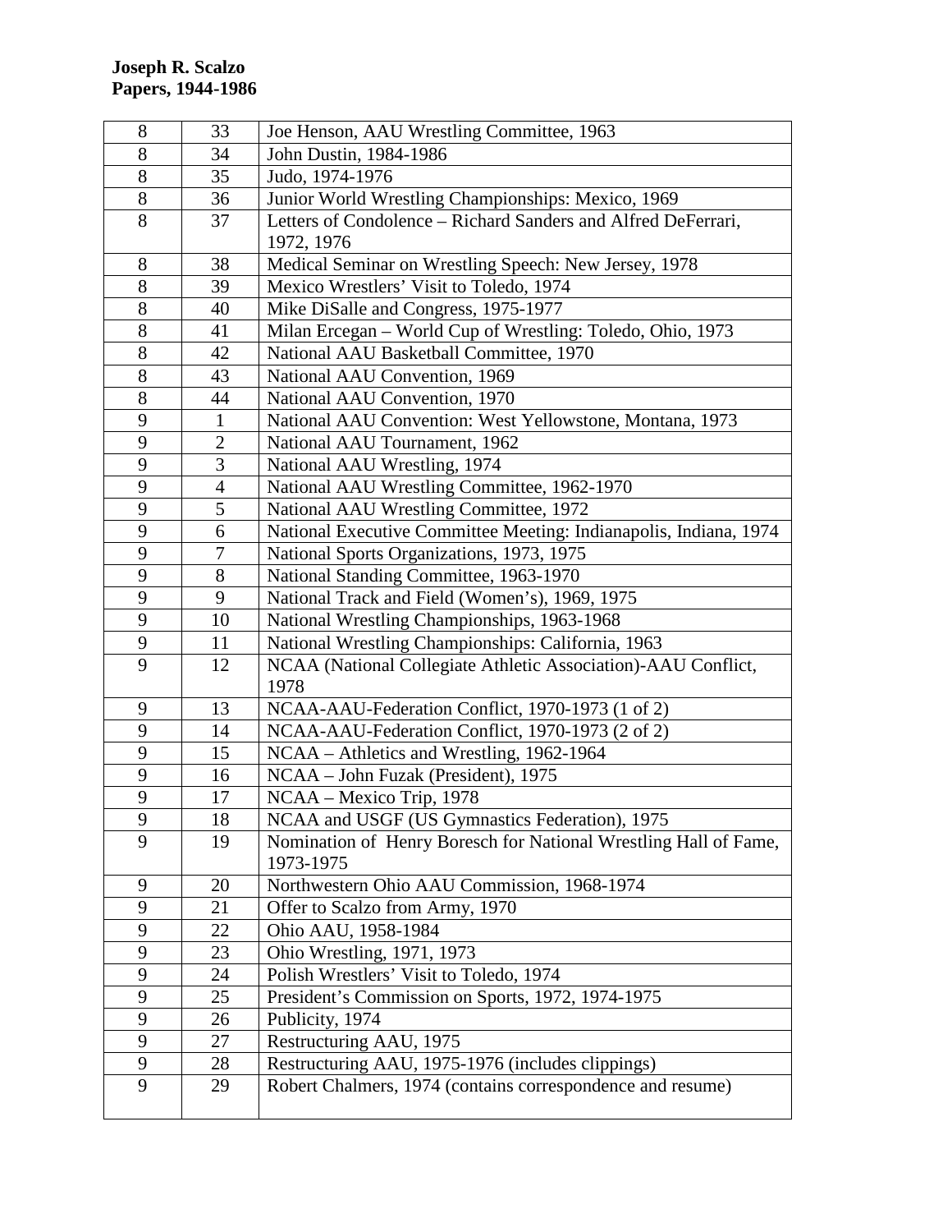**Joseph R. Scalzo**
**Papers, 1944-1986**

| | | |
|---|---|---|
| 8 | 33 | Joe Henson, AAU Wrestling Committee, 1963 |
| 8 | 34 | John Dustin, 1984-1986 |
| 8 | 35 | Judo, 1974-1976 |
| 8 | 36 | Junior World Wrestling Championships: Mexico, 1969 |
| 8 | 37 | Letters of Condolence – Richard Sanders and Alfred DeFerrari, 1972, 1976 |
| 8 | 38 | Medical Seminar on Wrestling Speech: New Jersey, 1978 |
| 8 | 39 | Mexico Wrestlers' Visit to Toledo, 1974 |
| 8 | 40 | Mike DiSalle and Congress, 1975-1977 |
| 8 | 41 | Milan Ercegan – World Cup of Wrestling: Toledo, Ohio, 1973 |
| 8 | 42 | National AAU Basketball Committee, 1970 |
| 8 | 43 | National AAU Convention, 1969 |
| 8 | 44 | National AAU Convention, 1970 |
| 9 | 1 | National AAU Convention: West Yellowstone, Montana, 1973 |
| 9 | 2 | National AAU Tournament, 1962 |
| 9 | 3 | National AAU Wrestling, 1974 |
| 9 | 4 | National AAU Wrestling Committee, 1962-1970 |
| 9 | 5 | National AAU Wrestling Committee, 1972 |
| 9 | 6 | National Executive Committee Meeting: Indianapolis, Indiana, 1974 |
| 9 | 7 | National Sports Organizations, 1973, 1975 |
| 9 | 8 | National Standing Committee, 1963-1970 |
| 9 | 9 | National Track and Field (Women's), 1969, 1975 |
| 9 | 10 | National Wrestling Championships, 1963-1968 |
| 9 | 11 | National Wrestling Championships: California, 1963 |
| 9 | 12 | NCAA (National Collegiate Athletic Association)-AAU Conflict, 1978 |
| 9 | 13 | NCAA-AAU-Federation Conflict, 1970-1973 (1 of 2) |
| 9 | 14 | NCAA-AAU-Federation Conflict, 1970-1973 (2 of 2) |
| 9 | 15 | NCAA – Athletics and Wrestling, 1962-1964 |
| 9 | 16 | NCAA – John Fuzak (President), 1975 |
| 9 | 17 | NCAA – Mexico Trip, 1978 |
| 9 | 18 | NCAA and USGF (US Gymnastics Federation), 1975 |
| 9 | 19 | Nomination of Henry Boresch for National Wrestling Hall of Fame, 1973-1975 |
| 9 | 20 | Northwestern Ohio AAU Commission, 1968-1974 |
| 9 | 21 | Offer to Scalzo from Army, 1970 |
| 9 | 22 | Ohio AAU, 1958-1984 |
| 9 | 23 | Ohio Wrestling, 1971, 1973 |
| 9 | 24 | Polish Wrestlers' Visit to Toledo, 1974 |
| 9 | 25 | President's Commission on Sports, 1972, 1974-1975 |
| 9 | 26 | Publicity, 1974 |
| 9 | 27 | Restructuring AAU, 1975 |
| 9 | 28 | Restructuring AAU, 1975-1976 (includes clippings) |
| 9 | 29 | Robert Chalmers, 1974 (contains correspondence and resume) |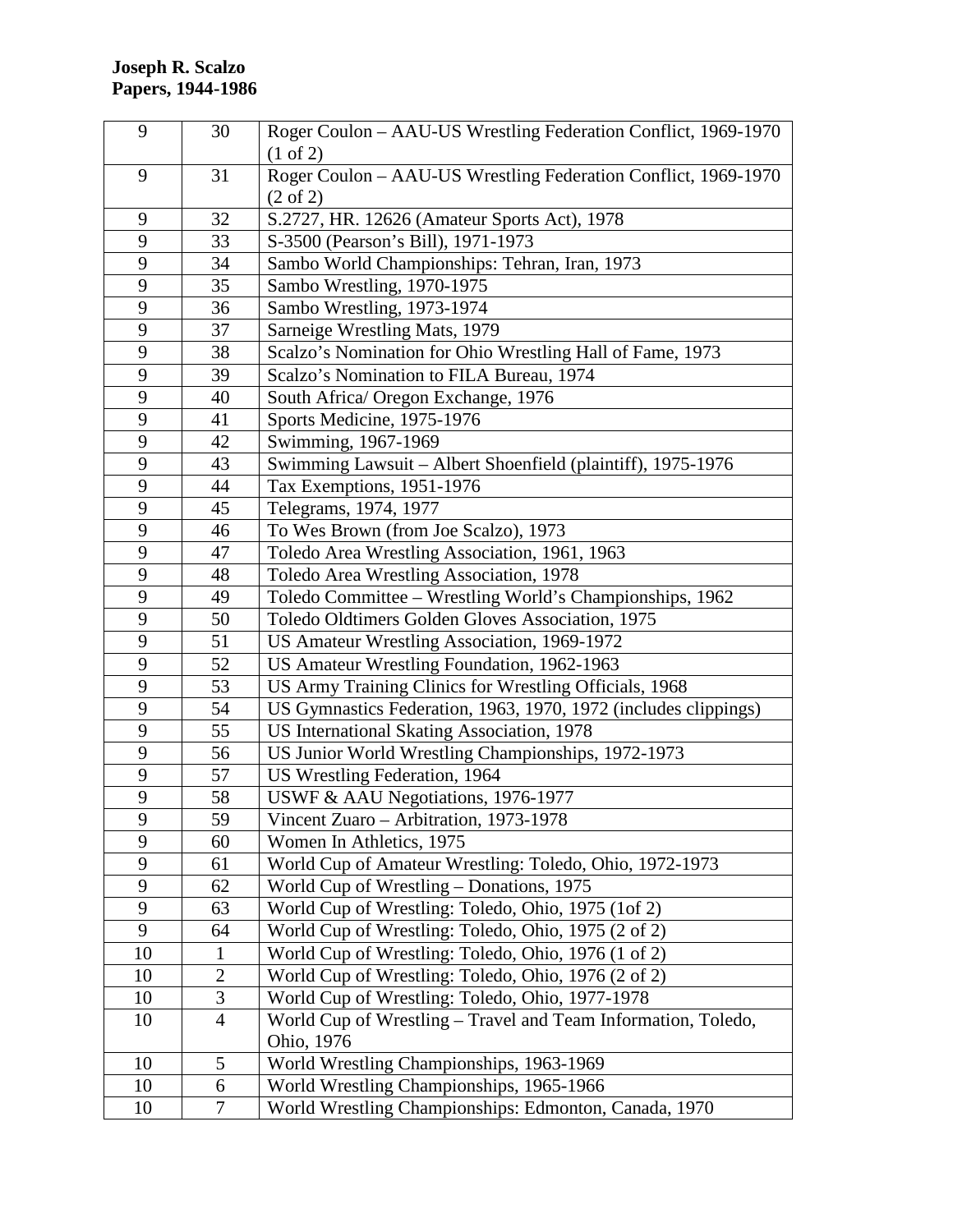**Joseph R. Scalzo**
**Papers, 1944-1986**

| | | |
|---|---|---|
| 9 | 30 | Roger Coulon – AAU-US Wrestling Federation Conflict, 1969-1970 (1 of 2) |
| 9 | 31 | Roger Coulon – AAU-US Wrestling Federation Conflict, 1969-1970 (2 of 2) |
| 9 | 32 | S.2727, HR. 12626 (Amateur Sports Act), 1978 |
| 9 | 33 | S-3500 (Pearson's Bill), 1971-1973 |
| 9 | 34 | Sambo World Championships: Tehran, Iran, 1973 |
| 9 | 35 | Sambo Wrestling, 1970-1975 |
| 9 | 36 | Sambo Wrestling, 1973-1974 |
| 9 | 37 | Sarneige Wrestling Mats, 1979 |
| 9 | 38 | Scalzo's Nomination for Ohio Wrestling Hall of Fame, 1973 |
| 9 | 39 | Scalzo's Nomination to FILA Bureau, 1974 |
| 9 | 40 | South Africa/ Oregon Exchange, 1976 |
| 9 | 41 | Sports Medicine, 1975-1976 |
| 9 | 42 | Swimming, 1967-1969 |
| 9 | 43 | Swimming Lawsuit – Albert Shoenfield (plaintiff), 1975-1976 |
| 9 | 44 | Tax Exemptions, 1951-1976 |
| 9 | 45 | Telegrams, 1974, 1977 |
| 9 | 46 | To Wes Brown (from Joe Scalzo), 1973 |
| 9 | 47 | Toledo Area Wrestling Association, 1961, 1963 |
| 9 | 48 | Toledo Area Wrestling Association, 1978 |
| 9 | 49 | Toledo Committee – Wrestling World's Championships, 1962 |
| 9 | 50 | Toledo Oldtimers Golden Gloves Association, 1975 |
| 9 | 51 | US Amateur Wrestling Association, 1969-1972 |
| 9 | 52 | US Amateur Wrestling Foundation, 1962-1963 |
| 9 | 53 | US Army Training Clinics for Wrestling Officials, 1968 |
| 9 | 54 | US Gymnastics Federation, 1963, 1970, 1972 (includes clippings) |
| 9 | 55 | US International Skating Association, 1978 |
| 9 | 56 | US Junior World Wrestling Championships, 1972-1973 |
| 9 | 57 | US Wrestling Federation, 1964 |
| 9 | 58 | USWF & AAU Negotiations, 1976-1977 |
| 9 | 59 | Vincent Zuaro – Arbitration, 1973-1978 |
| 9 | 60 | Women In Athletics, 1975 |
| 9 | 61 | World Cup of Amateur Wrestling: Toledo, Ohio, 1972-1973 |
| 9 | 62 | World Cup of Wrestling – Donations, 1975 |
| 9 | 63 | World Cup of Wrestling: Toledo, Ohio, 1975 (1of 2) |
| 9 | 64 | World Cup of Wrestling: Toledo, Ohio, 1975 (2 of 2) |
| 10 | 1 | World Cup of Wrestling: Toledo, Ohio, 1976 (1 of 2) |
| 10 | 2 | World Cup of Wrestling: Toledo, Ohio, 1976 (2 of 2) |
| 10 | 3 | World Cup of Wrestling: Toledo, Ohio, 1977-1978 |
| 10 | 4 | World Cup of Wrestling – Travel and Team Information, Toledo, Ohio, 1976 |
| 10 | 5 | World Wrestling Championships, 1963-1969 |
| 10 | 6 | World Wrestling Championships, 1965-1966 |
| 10 | 7 | World Wrestling Championships: Edmonton, Canada, 1970 |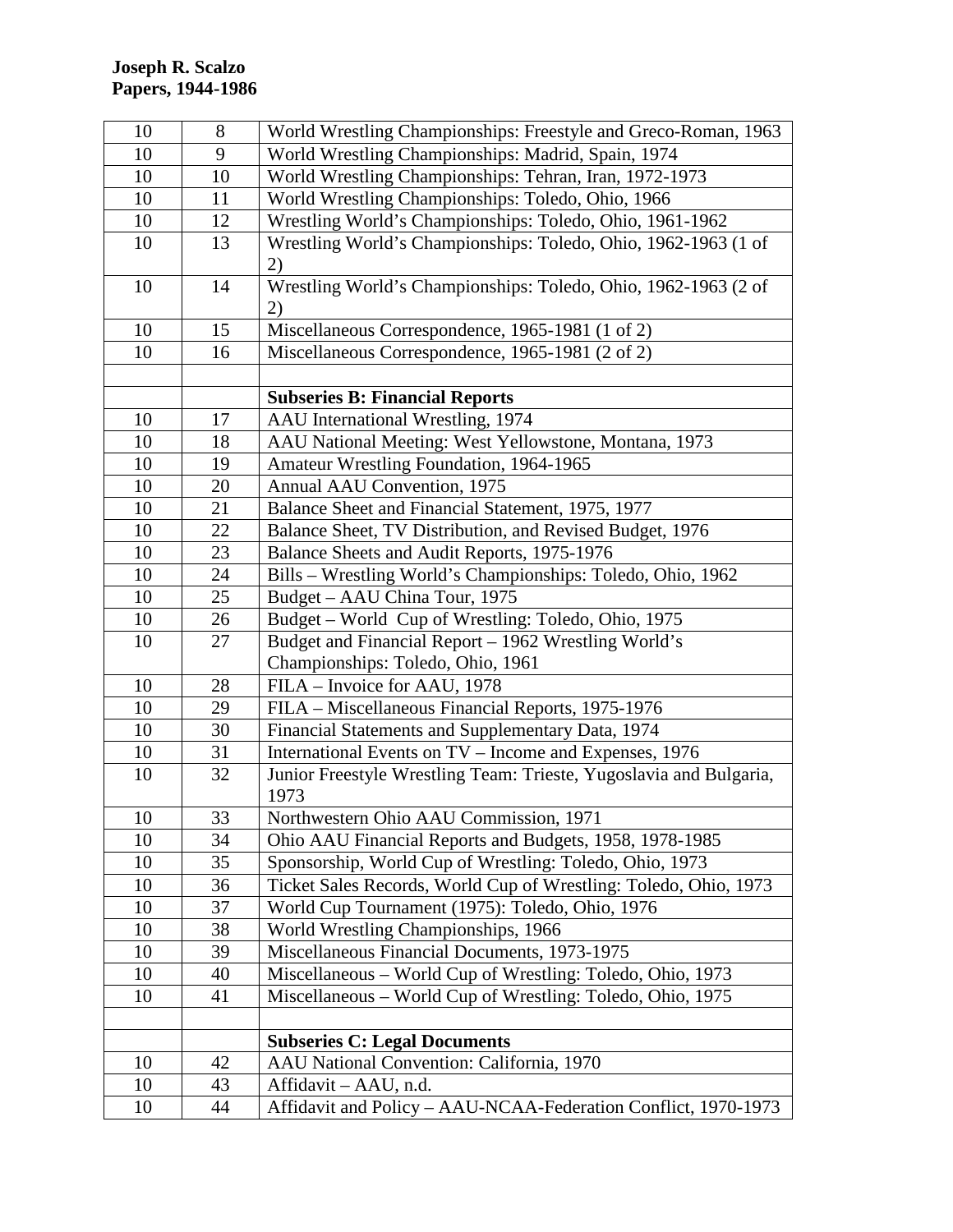**Joseph R. Scalzo**
**Papers, 1944-1986**

| | | |
|---|---|---|
| 10 | 8 | World Wrestling Championships: Freestyle and Greco-Roman, 1963 |
| 10 | 9 | World Wrestling Championships: Madrid, Spain, 1974 |
| 10 | 10 | World Wrestling Championships: Tehran, Iran, 1972-1973 |
| 10 | 11 | World Wrestling Championships: Toledo, Ohio, 1966 |
| 10 | 12 | Wrestling World's Championships: Toledo, Ohio, 1961-1962 |
| 10 | 13 | Wrestling World's Championships: Toledo, Ohio, 1962-1963 (1 of 2) |
| 10 | 14 | Wrestling World's Championships: Toledo, Ohio, 1962-1963 (2 of 2) |
| 10 | 15 | Miscellaneous Correspondence, 1965-1981 (1 of 2) |
| 10 | 16 | Miscellaneous Correspondence, 1965-1981 (2 of 2) |
| | | |
| | | **Subseries B: Financial Reports** |
| 10 | 17 | AAU International Wrestling, 1974 |
| 10 | 18 | AAU National Meeting: West Yellowstone, Montana, 1973 |
| 10 | 19 | Amateur Wrestling Foundation, 1964-1965 |
| 10 | 20 | Annual AAU Convention, 1975 |
| 10 | 21 | Balance Sheet and Financial Statement, 1975, 1977 |
| 10 | 22 | Balance Sheet, TV Distribution, and Revised Budget, 1976 |
| 10 | 23 | Balance Sheets and Audit Reports, 1975-1976 |
| 10 | 24 | Bills – Wrestling World's Championships: Toledo, Ohio, 1962 |
| 10 | 25 | Budget – AAU China Tour, 1975 |
| 10 | 26 | Budget – World Cup of Wrestling: Toledo, Ohio, 1975 |
| 10 | 27 | Budget and Financial Report – 1962 Wrestling World's Championships: Toledo, Ohio, 1961 |
| 10 | 28 | FILA – Invoice for AAU, 1978 |
| 10 | 29 | FILA – Miscellaneous Financial Reports, 1975-1976 |
| 10 | 30 | Financial Statements and Supplementary Data, 1974 |
| 10 | 31 | International Events on TV – Income and Expenses, 1976 |
| 10 | 32 | Junior Freestyle Wrestling Team: Trieste, Yugoslavia and Bulgaria, 1973 |
| 10 | 33 | Northwestern Ohio AAU Commission, 1971 |
| 10 | 34 | Ohio AAU Financial Reports and Budgets, 1958, 1978-1985 |
| 10 | 35 | Sponsorship, World Cup of Wrestling: Toledo, Ohio, 1973 |
| 10 | 36 | Ticket Sales Records, World Cup of Wrestling: Toledo, Ohio, 1973 |
| 10 | 37 | World Cup Tournament (1975): Toledo, Ohio, 1976 |
| 10 | 38 | World Wrestling Championships, 1966 |
| 10 | 39 | Miscellaneous Financial Documents, 1973-1975 |
| 10 | 40 | Miscellaneous – World Cup of Wrestling: Toledo, Ohio, 1973 |
| 10 | 41 | Miscellaneous – World Cup of Wrestling: Toledo, Ohio, 1975 |
| | | |
| | | **Subseries C: Legal Documents** |
| 10 | 42 | AAU National Convention: California, 1970 |
| 10 | 43 | Affidavit – AAU, n.d. |
| 10 | 44 | Affidavit and Policy – AAU-NCAA-Federation Conflict, 1970-1973 |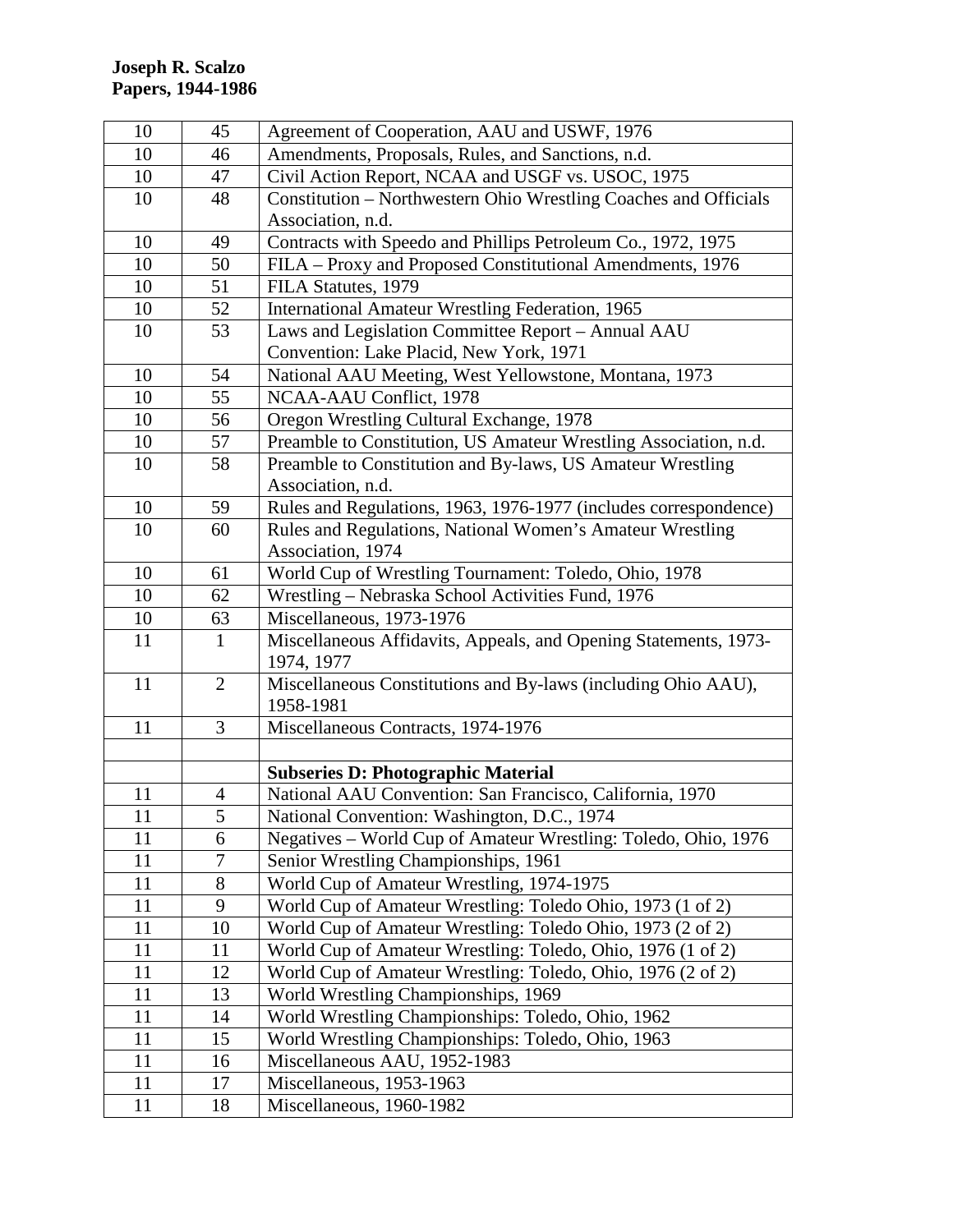**Joseph R. Scalzo**
**Papers, 1944-1986**

| | | |
|---|---|---|
| 10 | 45 | Agreement of Cooperation, AAU and USWF, 1976 |
| 10 | 46 | Amendments, Proposals, Rules, and Sanctions, n.d. |
| 10 | 47 | Civil Action Report, NCAA and USGF vs. USOC, 1975 |
| 10 | 48 | Constitution – Northwestern Ohio Wrestling Coaches and Officials Association, n.d. |
| 10 | 49 | Contracts with Speedo and Phillips Petroleum Co., 1972, 1975 |
| 10 | 50 | FILA – Proxy and Proposed Constitutional Amendments, 1976 |
| 10 | 51 | FILA Statutes, 1979 |
| 10 | 52 | International Amateur Wrestling Federation, 1965 |
| 10 | 53 | Laws and Legislation Committee Report – Annual AAU Convention: Lake Placid, New York, 1971 |
| 10 | 54 | National AAU Meeting, West Yellowstone, Montana, 1973 |
| 10 | 55 | NCAA-AAU Conflict, 1978 |
| 10 | 56 | Oregon Wrestling Cultural Exchange, 1978 |
| 10 | 57 | Preamble to Constitution, US Amateur Wrestling Association, n.d. |
| 10 | 58 | Preamble to Constitution and By-laws, US Amateur Wrestling Association, n.d. |
| 10 | 59 | Rules and Regulations, 1963, 1976-1977 (includes correspondence) |
| 10 | 60 | Rules and Regulations, National Women's Amateur Wrestling Association, 1974 |
| 10 | 61 | World Cup of Wrestling Tournament: Toledo, Ohio, 1978 |
| 10 | 62 | Wrestling – Nebraska School Activities Fund, 1976 |
| 10 | 63 | Miscellaneous, 1973-1976 |
| 11 | 1 | Miscellaneous Affidavits, Appeals, and Opening Statements, 1973-1974, 1977 |
| 11 | 2 | Miscellaneous Constitutions and By-laws (including Ohio AAU), 1958-1981 |
| 11 | 3 | Miscellaneous Contracts, 1974-1976 |
| | | |
| | | **Subseries D: Photographic Material** |
| 11 | 4 | National AAU Convention: San Francisco, California, 1970 |
| 11 | 5 | National Convention: Washington, D.C., 1974 |
| 11 | 6 | Negatives – World Cup of Amateur Wrestling: Toledo, Ohio, 1976 |
| 11 | 7 | Senior Wrestling Championships, 1961 |
| 11 | 8 | World Cup of Amateur Wrestling, 1974-1975 |
| 11 | 9 | World Cup of Amateur Wrestling: Toledo Ohio, 1973 (1 of 2) |
| 11 | 10 | World Cup of Amateur Wrestling: Toledo Ohio, 1973 (2 of 2) |
| 11 | 11 | World Cup of Amateur Wrestling: Toledo, Ohio, 1976 (1 of 2) |
| 11 | 12 | World Cup of Amateur Wrestling: Toledo, Ohio, 1976 (2 of 2) |
| 11 | 13 | World Wrestling Championships, 1969 |
| 11 | 14 | World Wrestling Championships: Toledo, Ohio, 1962 |
| 11 | 15 | World Wrestling Championships: Toledo, Ohio, 1963 |
| 11 | 16 | Miscellaneous AAU, 1952-1983 |
| 11 | 17 | Miscellaneous, 1953-1963 |
| 11 | 18 | Miscellaneous, 1960-1982 |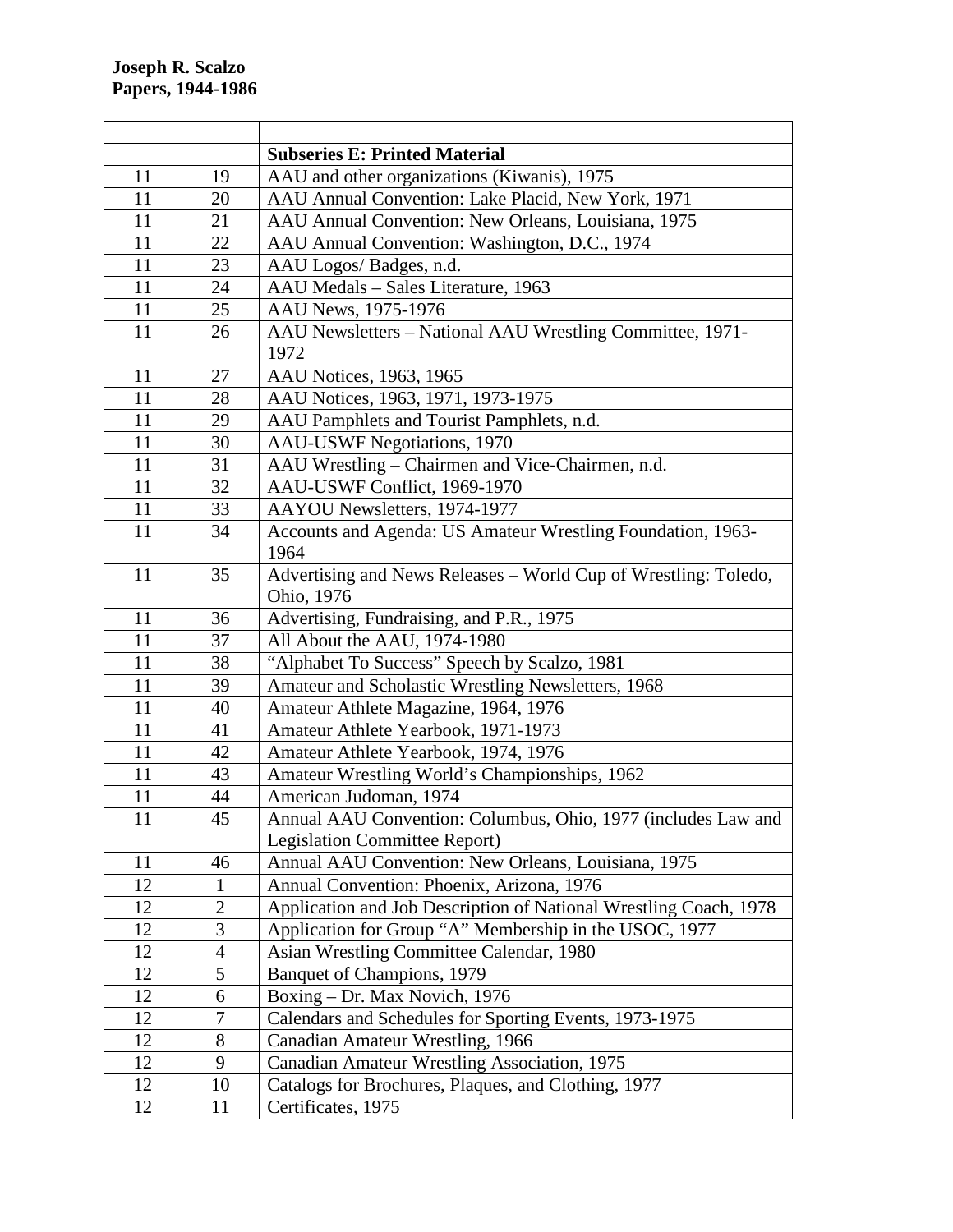**Joseph R. Scalzo**
**Papers, 1944-1986**

| | | |
|---|---|---|
| | | **Subseries E: Printed Material** |
| 11 | 19 | AAU and other organizations (Kiwanis), 1975 |
| 11 | 20 | AAU Annual Convention: Lake Placid, New York, 1971 |
| 11 | 21 | AAU Annual Convention: New Orleans, Louisiana, 1975 |
| 11 | 22 | AAU Annual Convention: Washington, D.C., 1974 |
| 11 | 23 | AAU Logos/ Badges, n.d. |
| 11 | 24 | AAU Medals – Sales Literature, 1963 |
| 11 | 25 | AAU News, 1975-1976 |
| 11 | 26 | AAU Newsletters – National AAU Wrestling Committee, 1971-1972 |
| 11 | 27 | AAU Notices, 1963, 1965 |
| 11 | 28 | AAU Notices, 1963, 1971, 1973-1975 |
| 11 | 29 | AAU Pamphlets and Tourist Pamphlets, n.d. |
| 11 | 30 | AAU-USWF Negotiations, 1970 |
| 11 | 31 | AAU Wrestling – Chairmen and Vice-Chairmen, n.d. |
| 11 | 32 | AAU-USWF Conflict, 1969-1970 |
| 11 | 33 | AAYOU Newsletters, 1974-1977 |
| 11 | 34 | Accounts and Agenda: US Amateur Wrestling Foundation, 1963-1964 |
| 11 | 35 | Advertising and News Releases – World Cup of Wrestling: Toledo, Ohio, 1976 |
| 11 | 36 | Advertising, Fundraising, and P.R., 1975 |
| 11 | 37 | All About the AAU, 1974-1980 |
| 11 | 38 | "Alphabet To Success" Speech by Scalzo, 1981 |
| 11 | 39 | Amateur and Scholastic Wrestling Newsletters, 1968 |
| 11 | 40 | Amateur Athlete Magazine, 1964, 1976 |
| 11 | 41 | Amateur Athlete Yearbook, 1971-1973 |
| 11 | 42 | Amateur Athlete Yearbook, 1974, 1976 |
| 11 | 43 | Amateur Wrestling World's Championships, 1962 |
| 11 | 44 | American Judoman, 1974 |
| 11 | 45 | Annual AAU Convention: Columbus, Ohio, 1977 (includes Law and Legislation Committee Report) |
| 11 | 46 | Annual AAU Convention: New Orleans, Louisiana, 1975 |
| 12 | 1 | Annual Convention: Phoenix, Arizona, 1976 |
| 12 | 2 | Application and Job Description of National Wrestling Coach, 1978 |
| 12 | 3 | Application for Group "A" Membership in the USOC, 1977 |
| 12 | 4 | Asian Wrestling Committee Calendar, 1980 |
| 12 | 5 | Banquet of Champions, 1979 |
| 12 | 6 | Boxing – Dr. Max Novich, 1976 |
| 12 | 7 | Calendars and Schedules for Sporting Events, 1973-1975 |
| 12 | 8 | Canadian Amateur Wrestling, 1966 |
| 12 | 9 | Canadian Amateur Wrestling Association, 1975 |
| 12 | 10 | Catalogs for Brochures, Plaques, and Clothing, 1977 |
| 12 | 11 | Certificates, 1975 |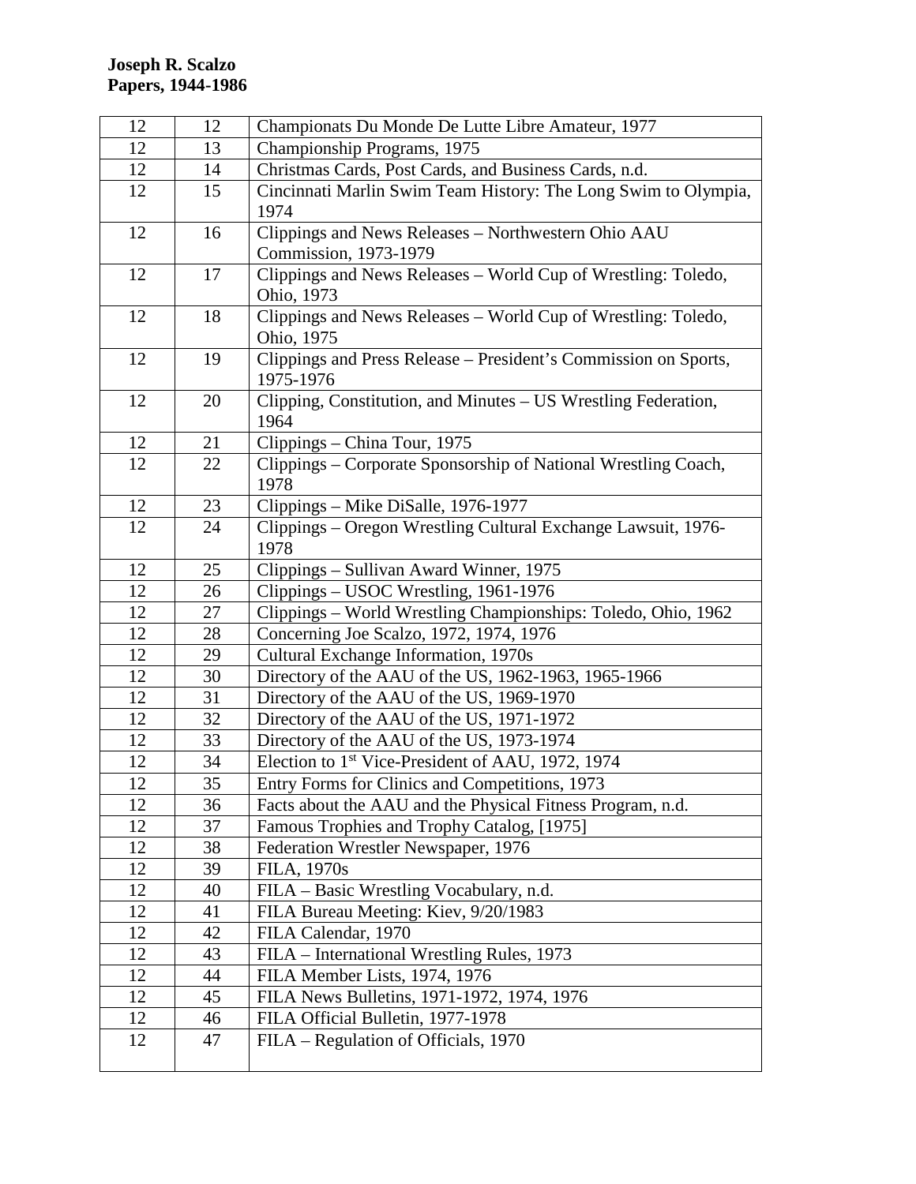| 12 | 12 | Championats Du Monde De Lutte Libre Amateur, 1977 |
|---|---|---|
| 12 | 13 | Championship Programs, 1975 |
| 12 | 14 | Christmas Cards, Post Cards, and Business Cards, n.d. |
| 12 | 15 | Cincinnati Marlin Swim Team History: The Long Swim to Olympia, 1974 |
| 12 | 16 | Clippings and News Releases – Northwestern Ohio AAU Commission, 1973-1979 |
| 12 | 17 | Clippings and News Releases – World Cup of Wrestling: Toledo, Ohio, 1973 |
| 12 | 18 | Clippings and News Releases – World Cup of Wrestling: Toledo, Ohio, 1975 |
| 12 | 19 | Clippings and Press Release – President's Commission on Sports, 1975-1976 |
| 12 | 20 | Clipping, Constitution, and Minutes – US Wrestling Federation, 1964 |
| 12 | 21 | Clippings – China Tour, 1975 |
| 12 | 22 | Clippings – Corporate Sponsorship of National Wrestling Coach, 1978 |
| 12 | 23 | Clippings – Mike DiSalle, 1976-1977 |
| 12 | 24 | Clippings – Oregon Wrestling Cultural Exchange Lawsuit, 1976-1978 |
| 12 | 25 | Clippings – Sullivan Award Winner, 1975 |
| 12 | 26 | Clippings – USOC Wrestling, 1961-1976 |
| 12 | 27 | Clippings – World Wrestling Championships: Toledo, Ohio, 1962 |
| 12 | 28 | Concerning Joe Scalzo, 1972, 1974, 1976 |
| 12 | 29 | Cultural Exchange Information, 1970s |
| 12 | 30 | Directory of the AAU of the US, 1962-1963, 1965-1966 |
| 12 | 31 | Directory of the AAU of the US, 1969-1970 |
| 12 | 32 | Directory of the AAU of the US, 1971-1972 |
| 12 | 33 | Directory of the AAU of the US, 1973-1974 |
| 12 | 34 | Election to 1st Vice-President of AAU, 1972, 1974 |
| 12 | 35 | Entry Forms for Clinics and Competitions, 1973 |
| 12 | 36 | Facts about the AAU and the Physical Fitness Program, n.d. |
| 12 | 37 | Famous Trophies and Trophy Catalog, [1975] |
| 12 | 38 | Federation Wrestler Newspaper, 1976 |
| 12 | 39 | FILA, 1970s |
| 12 | 40 | FILA – Basic Wrestling Vocabulary, n.d. |
| 12 | 41 | FILA Bureau Meeting: Kiev, 9/20/1983 |
| 12 | 42 | FILA Calendar, 1970 |
| 12 | 43 | FILA – International Wrestling Rules, 1973 |
| 12 | 44 | FILA Member Lists, 1974, 1976 |
| 12 | 45 | FILA News Bulletins, 1971-1972, 1974, 1976 |
| 12 | 46 | FILA Official Bulletin, 1977-1978 |
| 12 | 47 | FILA – Regulation of Officials, 1970 |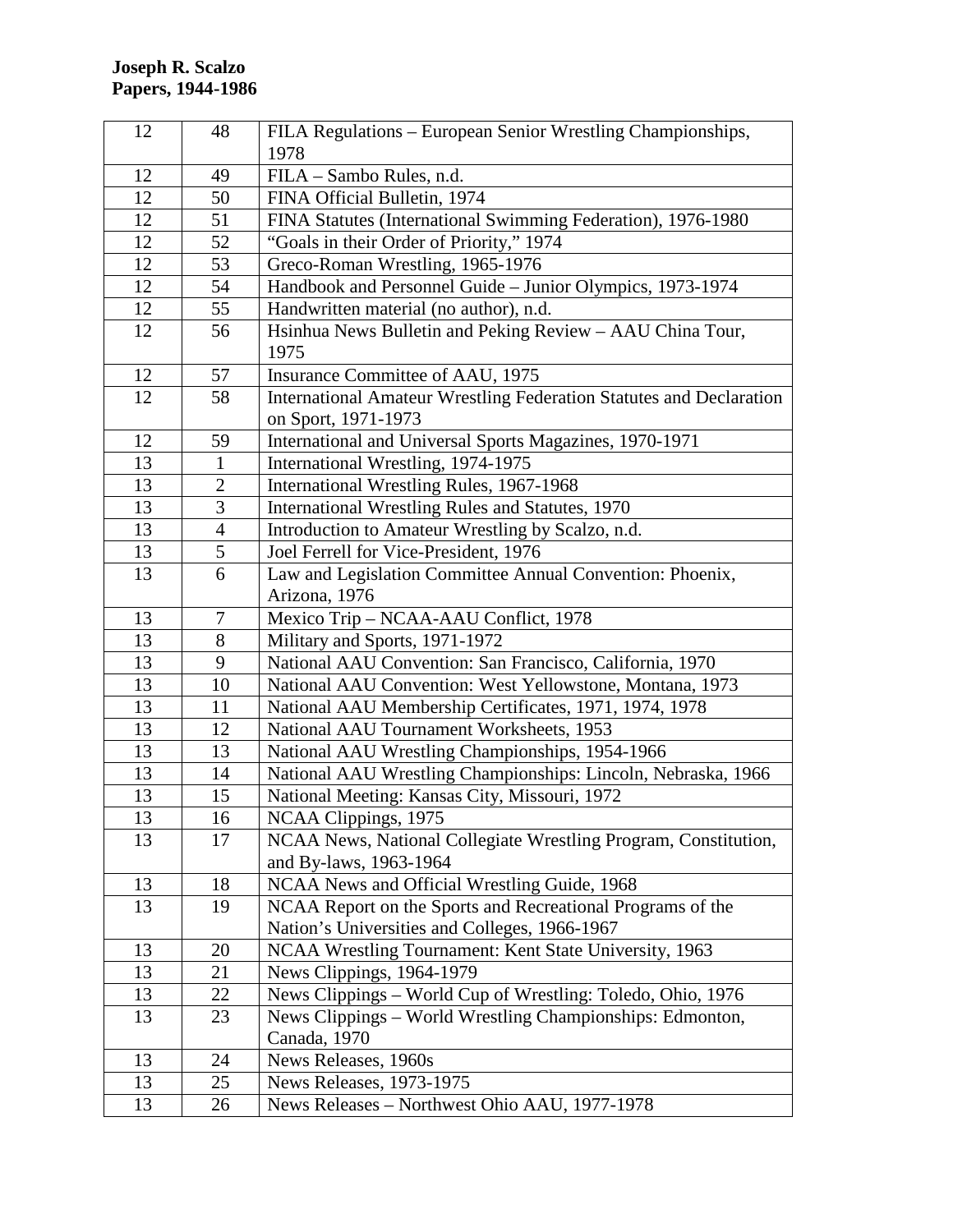**Joseph R. Scalzo**
**Papers, 1944-1986**

| | | |
|---|---|---|
| 12 | 48 | FILA Regulations – European Senior Wrestling Championships, 1978 |
| 12 | 49 | FILA – Sambo Rules, n.d. |
| 12 | 50 | FINA Official Bulletin, 1974 |
| 12 | 51 | FINA Statutes (International Swimming Federation), 1976-1980 |
| 12 | 52 | "Goals in their Order of Priority," 1974 |
| 12 | 53 | Greco-Roman Wrestling, 1965-1976 |
| 12 | 54 | Handbook and Personnel Guide – Junior Olympics, 1973-1974 |
| 12 | 55 | Handwritten material (no author), n.d. |
| 12 | 56 | Hsinhua News Bulletin and Peking Review – AAU China Tour, 1975 |
| 12 | 57 | Insurance Committee of AAU, 1975 |
| 12 | 58 | International Amateur Wrestling Federation Statutes and Declaration on Sport, 1971-1973 |
| 12 | 59 | International and Universal Sports Magazines, 1970-1971 |
| 13 | 1 | International Wrestling, 1974-1975 |
| 13 | 2 | International Wrestling Rules, 1967-1968 |
| 13 | 3 | International Wrestling Rules and Statutes, 1970 |
| 13 | 4 | Introduction to Amateur Wrestling by Scalzo, n.d. |
| 13 | 5 | Joel Ferrell for Vice-President, 1976 |
| 13 | 6 | Law and Legislation Committee Annual Convention: Phoenix, Arizona, 1976 |
| 13 | 7 | Mexico Trip – NCAA-AAU Conflict, 1978 |
| 13 | 8 | Military and Sports, 1971-1972 |
| 13 | 9 | National AAU Convention: San Francisco, California, 1970 |
| 13 | 10 | National AAU Convention: West Yellowstone, Montana, 1973 |
| 13 | 11 | National AAU Membership Certificates, 1971, 1974, 1978 |
| 13 | 12 | National AAU Tournament Worksheets, 1953 |
| 13 | 13 | National AAU Wrestling Championships, 1954-1966 |
| 13 | 14 | National AAU Wrestling Championships: Lincoln, Nebraska, 1966 |
| 13 | 15 | National Meeting: Kansas City, Missouri, 1972 |
| 13 | 16 | NCAA Clippings, 1975 |
| 13 | 17 | NCAA News, National Collegiate Wrestling Program, Constitution, and By-laws, 1963-1964 |
| 13 | 18 | NCAA News and Official Wrestling Guide, 1968 |
| 13 | 19 | NCAA Report on the Sports and Recreational Programs of the Nation's Universities and Colleges, 1966-1967 |
| 13 | 20 | NCAA Wrestling Tournament: Kent State University, 1963 |
| 13 | 21 | News Clippings, 1964-1979 |
| 13 | 22 | News Clippings – World Cup of Wrestling: Toledo, Ohio, 1976 |
| 13 | 23 | News Clippings – World Wrestling Championships: Edmonton, Canada, 1970 |
| 13 | 24 | News Releases, 1960s |
| 13 | 25 | News Releases, 1973-1975 |
| 13 | 26 | News Releases – Northwest Ohio AAU, 1977-1978 |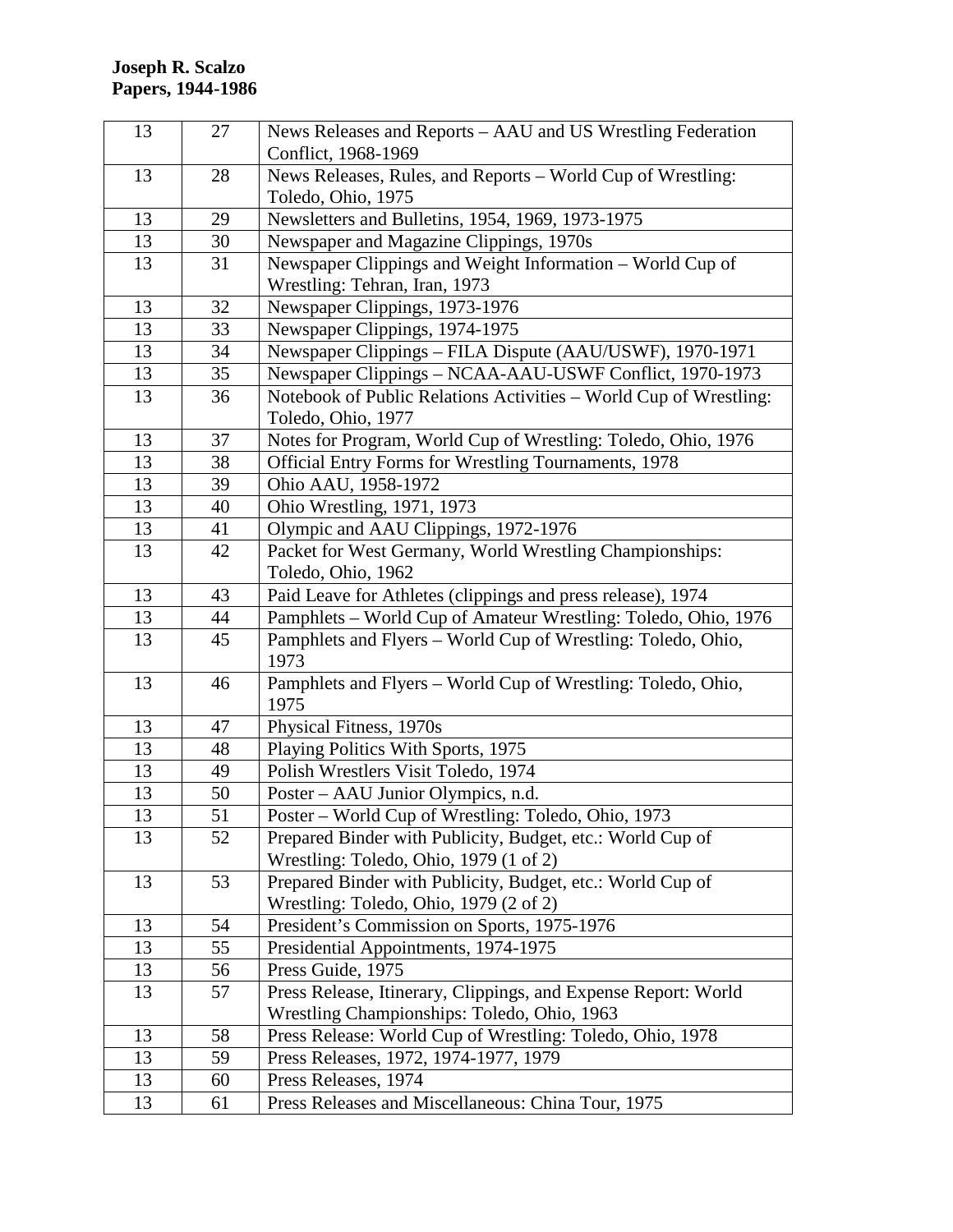**Joseph R. Scalzo**
**Papers, 1944-1986**

| | | |
|---|---|---|
| 13 | 27 | News Releases and Reports – AAU and US Wrestling Federation Conflict, 1968-1969 |
| 13 | 28 | News Releases, Rules, and Reports – World Cup of Wrestling: Toledo, Ohio, 1975 |
| 13 | 29 | Newsletters and Bulletins, 1954, 1969, 1973-1975 |
| 13 | 30 | Newspaper and Magazine Clippings, 1970s |
| 13 | 31 | Newspaper Clippings and Weight Information – World Cup of Wrestling: Tehran, Iran, 1973 |
| 13 | 32 | Newspaper Clippings, 1973-1976 |
| 13 | 33 | Newspaper Clippings, 1974-1975 |
| 13 | 34 | Newspaper Clippings – FILA Dispute (AAU/USWF), 1970-1971 |
| 13 | 35 | Newspaper Clippings – NCAA-AAU-USWF Conflict, 1970-1973 |
| 13 | 36 | Notebook of Public Relations Activities – World Cup of Wrestling: Toledo, Ohio, 1977 |
| 13 | 37 | Notes for Program, World Cup of Wrestling: Toledo, Ohio, 1976 |
| 13 | 38 | Official Entry Forms for Wrestling Tournaments, 1978 |
| 13 | 39 | Ohio AAU, 1958-1972 |
| 13 | 40 | Ohio Wrestling, 1971, 1973 |
| 13 | 41 | Olympic and AAU Clippings, 1972-1976 |
| 13 | 42 | Packet for West Germany, World Wrestling Championships: Toledo, Ohio, 1962 |
| 13 | 43 | Paid Leave for Athletes (clippings and press release), 1974 |
| 13 | 44 | Pamphlets – World Cup of Amateur Wrestling: Toledo, Ohio, 1976 |
| 13 | 45 | Pamphlets and Flyers – World Cup of Wrestling: Toledo, Ohio, 1973 |
| 13 | 46 | Pamphlets and Flyers – World Cup of Wrestling: Toledo, Ohio, 1975 |
| 13 | 47 | Physical Fitness, 1970s |
| 13 | 48 | Playing Politics With Sports, 1975 |
| 13 | 49 | Polish Wrestlers Visit Toledo, 1974 |
| 13 | 50 | Poster – AAU Junior Olympics, n.d. |
| 13 | 51 | Poster – World Cup of Wrestling: Toledo, Ohio, 1973 |
| 13 | 52 | Prepared Binder with Publicity, Budget, etc.: World Cup of Wrestling: Toledo, Ohio, 1979 (1 of 2) |
| 13 | 53 | Prepared Binder with Publicity, Budget, etc.: World Cup of Wrestling: Toledo, Ohio, 1979 (2 of 2) |
| 13 | 54 | President's Commission on Sports, 1975-1976 |
| 13 | 55 | Presidential Appointments, 1974-1975 |
| 13 | 56 | Press Guide, 1975 |
| 13 | 57 | Press Release, Itinerary, Clippings, and Expense Report: World Wrestling Championships: Toledo, Ohio, 1963 |
| 13 | 58 | Press Release: World Cup of Wrestling: Toledo, Ohio, 1978 |
| 13 | 59 | Press Releases, 1972, 1974-1977, 1979 |
| 13 | 60 | Press Releases, 1974 |
| 13 | 61 | Press Releases and Miscellaneous: China Tour, 1975 |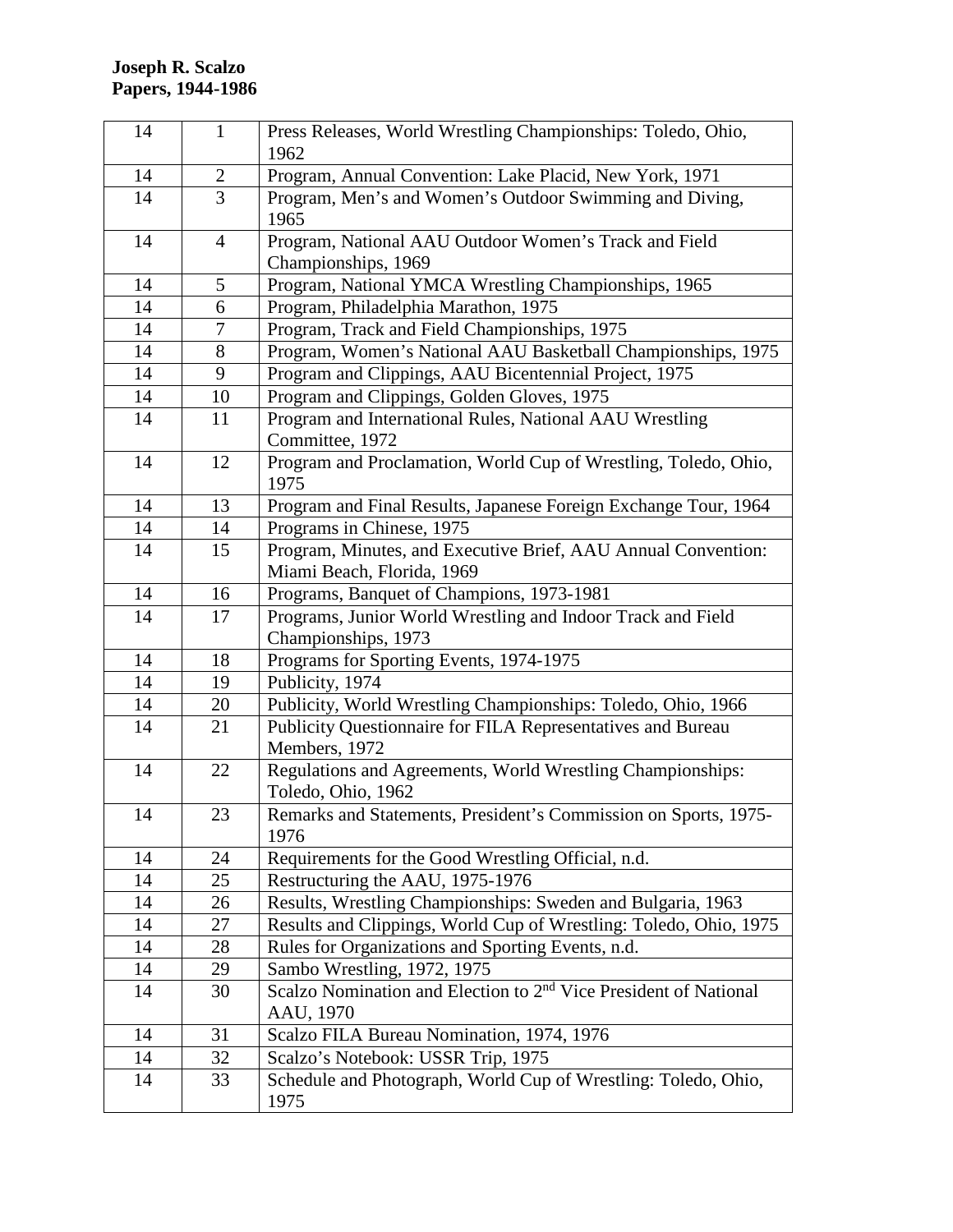**Joseph R. Scalzo**
**Papers, 1944-1986**

| | | |
|---|---|---|
| 14 | 1 | Press Releases, World Wrestling Championships: Toledo, Ohio, 1962 |
| 14 | 2 | Program, Annual Convention: Lake Placid, New York, 1971 |
| 14 | 3 | Program, Men's and Women's Outdoor Swimming and Diving, 1965 |
| 14 | 4 | Program, National AAU Outdoor Women's Track and Field Championships, 1969 |
| 14 | 5 | Program, National YMCA Wrestling Championships, 1965 |
| 14 | 6 | Program, Philadelphia Marathon, 1975 |
| 14 | 7 | Program, Track and Field Championships, 1975 |
| 14 | 8 | Program, Women's National AAU Basketball Championships, 1975 |
| 14 | 9 | Program and Clippings, AAU Bicentennial Project, 1975 |
| 14 | 10 | Program and Clippings, Golden Gloves, 1975 |
| 14 | 11 | Program and International Rules, National AAU Wrestling Committee, 1972 |
| 14 | 12 | Program and Proclamation, World Cup of Wrestling, Toledo, Ohio, 1975 |
| 14 | 13 | Program and Final Results, Japanese Foreign Exchange Tour, 1964 |
| 14 | 14 | Programs in Chinese, 1975 |
| 14 | 15 | Program, Minutes, and Executive Brief, AAU Annual Convention: Miami Beach, Florida, 1969 |
| 14 | 16 | Programs, Banquet of Champions, 1973-1981 |
| 14 | 17 | Programs, Junior World Wrestling and Indoor Track and Field Championships, 1973 |
| 14 | 18 | Programs for Sporting Events, 1974-1975 |
| 14 | 19 | Publicity, 1974 |
| 14 | 20 | Publicity, World Wrestling Championships: Toledo, Ohio, 1966 |
| 14 | 21 | Publicity Questionnaire for FILA Representatives and Bureau Members, 1972 |
| 14 | 22 | Regulations and Agreements, World Wrestling Championships: Toledo, Ohio, 1962 |
| 14 | 23 | Remarks and Statements, President's Commission on Sports, 1975-1976 |
| 14 | 24 | Requirements for the Good Wrestling Official, n.d. |
| 14 | 25 | Restructuring the AAU, 1975-1976 |
| 14 | 26 | Results, Wrestling Championships: Sweden and Bulgaria, 1963 |
| 14 | 27 | Results and Clippings, World Cup of Wrestling: Toledo, Ohio, 1975 |
| 14 | 28 | Rules for Organizations and Sporting Events, n.d. |
| 14 | 29 | Sambo Wrestling, 1972, 1975 |
| 14 | 30 | Scalzo Nomination and Election to 2nd Vice President of National AAU, 1970 |
| 14 | 31 | Scalzo FILA Bureau Nomination, 1974, 1976 |
| 14 | 32 | Scalzo's Notebook: USSR Trip, 1975 |
| 14 | 33 | Schedule and Photograph, World Cup of Wrestling: Toledo, Ohio, 1975 |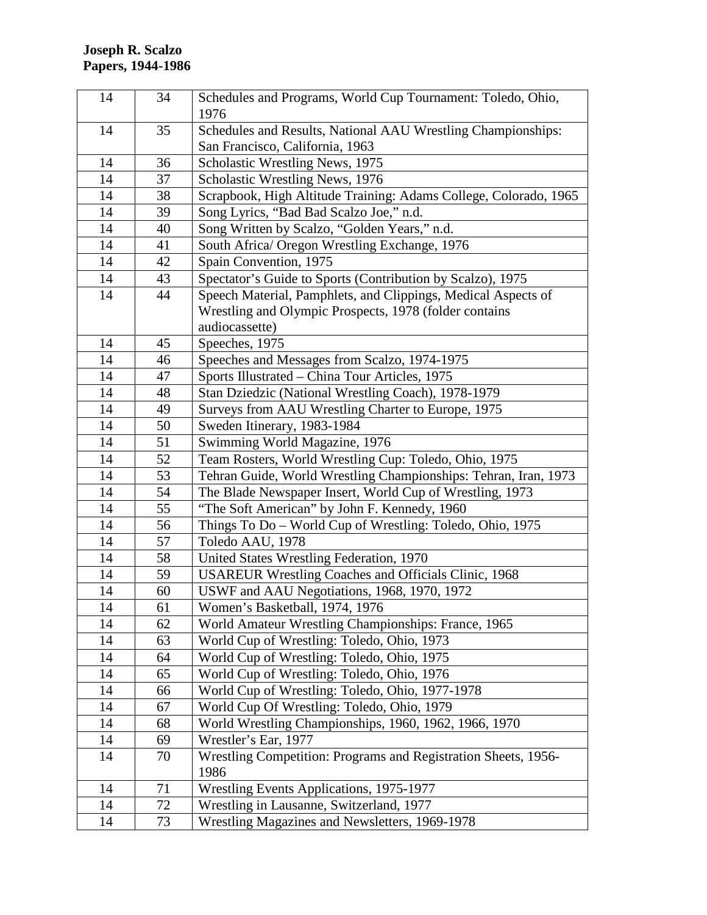**Joseph R. Scalzo**
**Papers, 1944-1986**

| | | |
|---|---|---|
| 14 | 34 | Schedules and Programs, World Cup Tournament: Toledo, Ohio, 1976 |
| 14 | 35 | Schedules and Results, National AAU Wrestling Championships: San Francisco, California, 1963 |
| 14 | 36 | Scholastic Wrestling News, 1975 |
| 14 | 37 | Scholastic Wrestling News, 1976 |
| 14 | 38 | Scrapbook, High Altitude Training: Adams College, Colorado, 1965 |
| 14 | 39 | Song Lyrics, "Bad Bad Scalzo Joe," n.d. |
| 14 | 40 | Song Written by Scalzo, "Golden Years," n.d. |
| 14 | 41 | South Africa/ Oregon Wrestling Exchange, 1976 |
| 14 | 42 | Spain Convention, 1975 |
| 14 | 43 | Spectator's Guide to Sports (Contribution by Scalzo), 1975 |
| 14 | 44 | Speech Material, Pamphlets, and Clippings, Medical Aspects of Wrestling and Olympic Prospects, 1978 (folder contains audiocassette) |
| 14 | 45 | Speeches, 1975 |
| 14 | 46 | Speeches and Messages from Scalzo, 1974-1975 |
| 14 | 47 | Sports Illustrated – China Tour Articles, 1975 |
| 14 | 48 | Stan Dziedzic (National Wrestling Coach), 1978-1979 |
| 14 | 49 | Surveys from AAU Wrestling Charter to Europe, 1975 |
| 14 | 50 | Sweden Itinerary, 1983-1984 |
| 14 | 51 | Swimming World Magazine, 1976 |
| 14 | 52 | Team Rosters, World Wrestling Cup: Toledo, Ohio, 1975 |
| 14 | 53 | Tehran Guide, World Wrestling Championships: Tehran, Iran, 1973 |
| 14 | 54 | The Blade Newspaper Insert, World Cup of Wrestling, 1973 |
| 14 | 55 | "The Soft American" by John F. Kennedy, 1960 |
| 14 | 56 | Things To Do – World Cup of Wrestling: Toledo, Ohio, 1975 |
| 14 | 57 | Toledo AAU, 1978 |
| 14 | 58 | United States Wrestling Federation, 1970 |
| 14 | 59 | USAREUR Wrestling Coaches and Officials Clinic, 1968 |
| 14 | 60 | USWF and AAU Negotiations, 1968, 1970, 1972 |
| 14 | 61 | Women's Basketball, 1974, 1976 |
| 14 | 62 | World Amateur Wrestling Championships: France, 1965 |
| 14 | 63 | World Cup of Wrestling: Toledo, Ohio, 1973 |
| 14 | 64 | World Cup of Wrestling: Toledo, Ohio, 1975 |
| 14 | 65 | World Cup of Wrestling: Toledo, Ohio, 1976 |
| 14 | 66 | World Cup of Wrestling: Toledo, Ohio, 1977-1978 |
| 14 | 67 | World Cup Of Wrestling: Toledo, Ohio, 1979 |
| 14 | 68 | World Wrestling Championships, 1960, 1962, 1966, 1970 |
| 14 | 69 | Wrestler's Ear, 1977 |
| 14 | 70 | Wrestling Competition: Programs and Registration Sheets, 1956-1986 |
| 14 | 71 | Wrestling Events Applications, 1975-1977 |
| 14 | 72 | Wrestling in Lausanne, Switzerland, 1977 |
| 14 | 73 | Wrestling Magazines and Newsletters, 1969-1978 |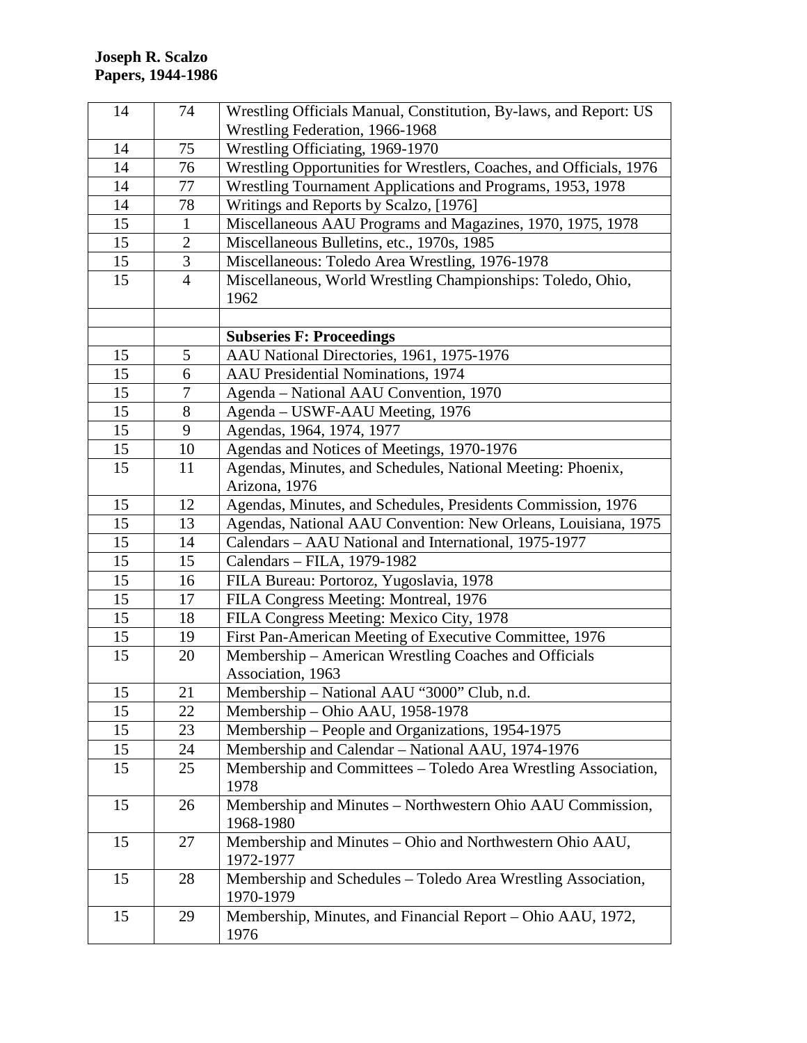**Joseph R. Scalzo**
**Papers, 1944-1986**

| | | |
|---|---|---|
| 14 | 74 | Wrestling Officials Manual, Constitution, By-laws, and Report: US Wrestling Federation, 1966-1968 |
| 14 | 75 | Wrestling Officiating, 1969-1970 |
| 14 | 76 | Wrestling Opportunities for Wrestlers, Coaches, and Officials, 1976 |
| 14 | 77 | Wrestling Tournament Applications and Programs, 1953, 1978 |
| 14 | 78 | Writings and Reports by Scalzo, [1976] |
| 15 | 1 | Miscellaneous AAU Programs and Magazines, 1970, 1975, 1978 |
| 15 | 2 | Miscellaneous Bulletins, etc., 1970s, 1985 |
| 15 | 3 | Miscellaneous: Toledo Area Wrestling, 1976-1978 |
| 15 | 4 | Miscellaneous, World Wrestling Championships: Toledo, Ohio, 1962 |
| | | |
| | | **Subseries F: Proceedings** |
| 15 | 5 | AAU National Directories, 1961, 1975-1976 |
| 15 | 6 | AAU Presidential Nominations, 1974 |
| 15 | 7 | Agenda – National AAU Convention, 1970 |
| 15 | 8 | Agenda – USWF-AAU Meeting, 1976 |
| 15 | 9 | Agendas, 1964, 1974, 1977 |
| 15 | 10 | Agendas and Notices of Meetings, 1970-1976 |
| 15 | 11 | Agendas, Minutes, and Schedules, National Meeting: Phoenix, Arizona, 1976 |
| 15 | 12 | Agendas, Minutes, and Schedules, Presidents Commission, 1976 |
| 15 | 13 | Agendas, National AAU Convention: New Orleans, Louisiana, 1975 |
| 15 | 14 | Calendars – AAU National and International, 1975-1977 |
| 15 | 15 | Calendars – FILA, 1979-1982 |
| 15 | 16 | FILA Bureau: Portoroz, Yugoslavia, 1978 |
| 15 | 17 | FILA Congress Meeting: Montreal, 1976 |
| 15 | 18 | FILA Congress Meeting: Mexico City, 1978 |
| 15 | 19 | First Pan-American Meeting of Executive Committee, 1976 |
| 15 | 20 | Membership – American Wrestling Coaches and Officials Association, 1963 |
| 15 | 21 | Membership – National AAU "3000" Club, n.d. |
| 15 | 22 | Membership – Ohio AAU, 1958-1978 |
| 15 | 23 | Membership – People and Organizations, 1954-1975 |
| 15 | 24 | Membership and Calendar – National AAU, 1974-1976 |
| 15 | 25 | Membership and Committees – Toledo Area Wrestling Association, 1978 |
| 15 | 26 | Membership and Minutes – Northwestern Ohio AAU Commission, 1968-1980 |
| 15 | 27 | Membership and Minutes – Ohio and Northwestern Ohio AAU, 1972-1977 |
| 15 | 28 | Membership and Schedules – Toledo Area Wrestling Association, 1970-1979 |
| 15 | 29 | Membership, Minutes, and Financial Report – Ohio AAU, 1972, 1976 |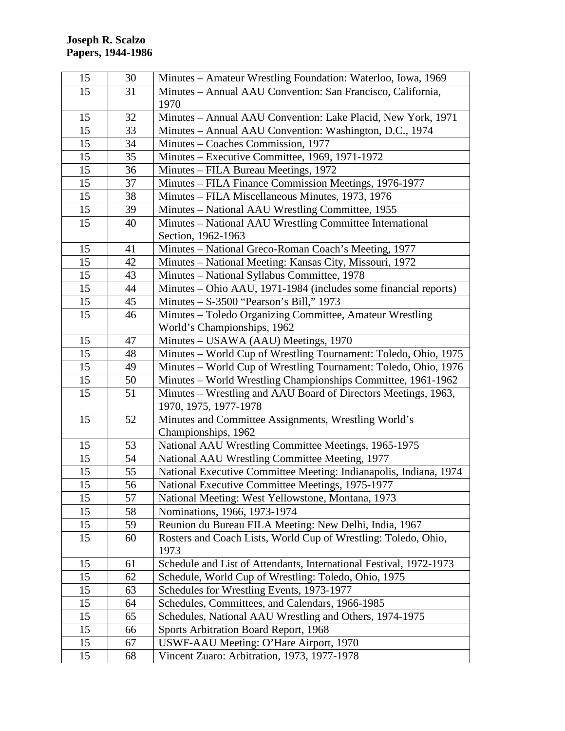**Joseph R. Scalzo**
**Papers, 1944-1986**

| | | |
|---|---|---|
| 15 | 30 | Minutes – Amateur Wrestling Foundation: Waterloo, Iowa, 1969 |
| 15 | 31 | Minutes – Annual AAU Convention: San Francisco, California, 1970 |
| 15 | 32 | Minutes – Annual AAU Convention: Lake Placid, New York, 1971 |
| 15 | 33 | Minutes – Annual AAU Convention: Washington, D.C., 1974 |
| 15 | 34 | Minutes – Coaches Commission, 1977 |
| 15 | 35 | Minutes – Executive Committee, 1969, 1971-1972 |
| 15 | 36 | Minutes – FILA Bureau Meetings, 1972 |
| 15 | 37 | Minutes – FILA Finance Commission Meetings, 1976-1977 |
| 15 | 38 | Minutes – FILA Miscellaneous Minutes, 1973, 1976 |
| 15 | 39 | Minutes – National AAU Wrestling Committee, 1955 |
| 15 | 40 | Minutes – National AAU Wrestling Committee International Section, 1962-1963 |
| 15 | 41 | Minutes – National Greco-Roman Coach's Meeting, 1977 |
| 15 | 42 | Minutes – National Meeting: Kansas City, Missouri, 1972 |
| 15 | 43 | Minutes – National Syllabus Committee, 1978 |
| 15 | 44 | Minutes – Ohio AAU, 1971-1984 (includes some financial reports) |
| 15 | 45 | Minutes – S-3500 "Pearson's Bill," 1973 |
| 15 | 46 | Minutes – Toledo Organizing Committee, Amateur Wrestling World's Championships, 1962 |
| 15 | 47 | Minutes – USAWA (AAU) Meetings, 1970 |
| 15 | 48 | Minutes – World Cup of Wrestling Tournament: Toledo, Ohio, 1975 |
| 15 | 49 | Minutes – World Cup of Wrestling Tournament: Toledo, Ohio, 1976 |
| 15 | 50 | Minutes – World Wrestling Championships Committee, 1961-1962 |
| 15 | 51 | Minutes – Wrestling and AAU Board of Directors Meetings, 1963, 1970, 1975, 1977-1978 |
| 15 | 52 | Minutes and Committee Assignments, Wrestling World's Championships, 1962 |
| 15 | 53 | National AAU Wrestling Committee Meetings, 1965-1975 |
| 15 | 54 | National AAU Wrestling Committee Meeting, 1977 |
| 15 | 55 | National Executive Committee Meeting: Indianapolis, Indiana, 1974 |
| 15 | 56 | National Executive Committee Meetings, 1975-1977 |
| 15 | 57 | National Meeting: West Yellowstone, Montana, 1973 |
| 15 | 58 | Nominations, 1966, 1973-1974 |
| 15 | 59 | Reunion du Bureau FILA Meeting: New Delhi, India, 1967 |
| 15 | 60 | Rosters and Coach Lists, World Cup of Wrestling: Toledo, Ohio, 1973 |
| 15 | 61 | Schedule and List of Attendants, International Festival, 1972-1973 |
| 15 | 62 | Schedule, World Cup of Wrestling: Toledo, Ohio, 1975 |
| 15 | 63 | Schedules for Wrestling Events, 1973-1977 |
| 15 | 64 | Schedules, Committees, and Calendars, 1966-1985 |
| 15 | 65 | Schedules, National AAU Wrestling and Others, 1974-1975 |
| 15 | 66 | Sports Arbitration Board Report, 1968 |
| 15 | 67 | USWF-AAU Meeting: O'Hare Airport, 1970 |
| 15 | 68 | Vincent Zuaro: Arbitration, 1973, 1977-1978 |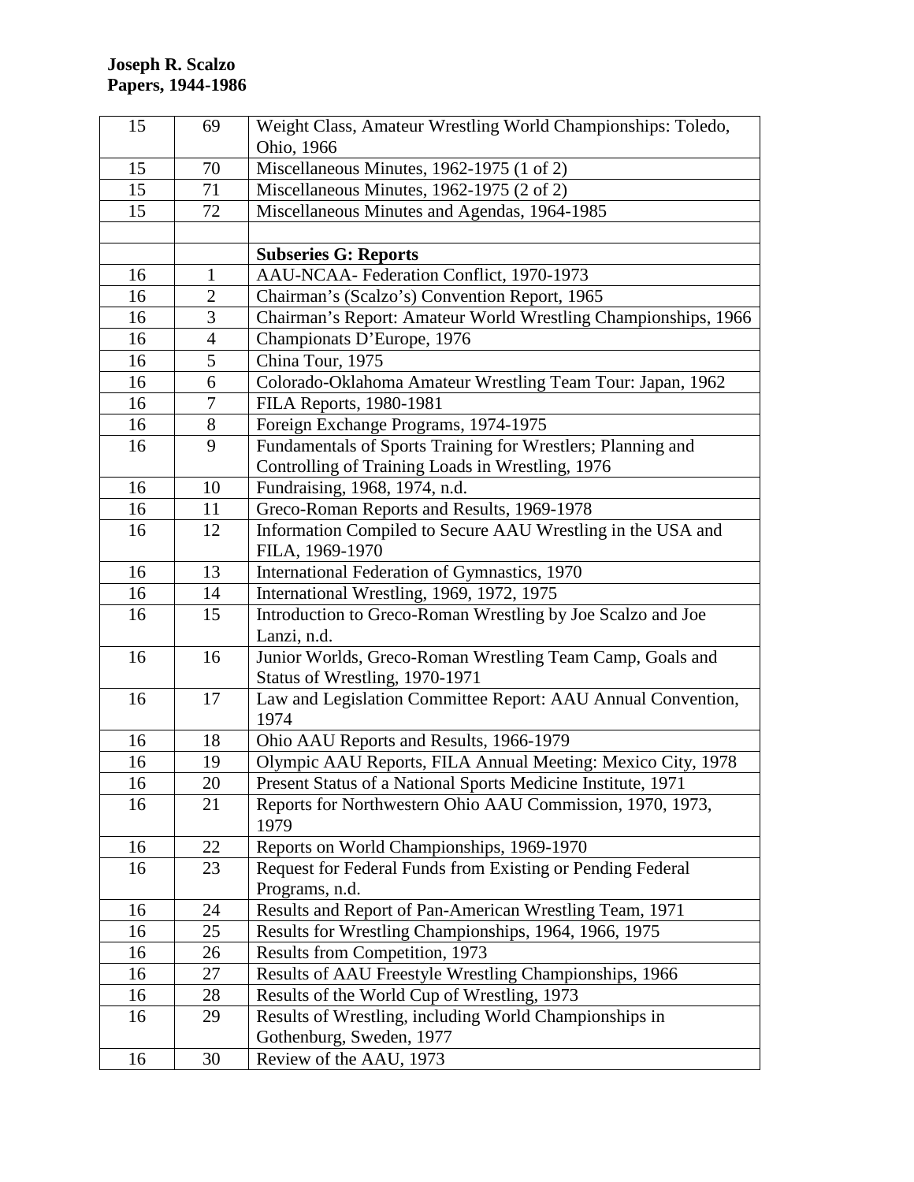**Joseph R. Scalzo**
**Papers, 1944-1986**

| | | |
|---|---|---|
| 15 | 69 | Weight Class, Amateur Wrestling World Championships: Toledo, Ohio, 1966 |
| 15 | 70 | Miscellaneous Minutes, 1962-1975 (1 of 2) |
| 15 | 71 | Miscellaneous Minutes, 1962-1975 (2 of 2) |
| 15 | 72 | Miscellaneous Minutes and Agendas, 1964-1985 |
| | | |
| | | **Subseries G: Reports** |
| 16 | 1 | AAU-NCAA- Federation Conflict, 1970-1973 |
| 16 | 2 | Chairman's (Scalzo's) Convention Report, 1965 |
| 16 | 3 | Chairman's Report: Amateur World Wrestling Championships, 1966 |
| 16 | 4 | Championats D'Europe, 1976 |
| 16 | 5 | China Tour, 1975 |
| 16 | 6 | Colorado-Oklahoma Amateur Wrestling Team Tour: Japan, 1962 |
| 16 | 7 | FILA Reports, 1980-1981 |
| 16 | 8 | Foreign Exchange Programs, 1974-1975 |
| 16 | 9 | Fundamentals of Sports Training for Wrestlers; Planning and Controlling of Training Loads in Wrestling, 1976 |
| 16 | 10 | Fundraising, 1968, 1974, n.d. |
| 16 | 11 | Greco-Roman Reports and Results, 1969-1978 |
| 16 | 12 | Information Compiled to Secure AAU Wrestling in the USA and FILA, 1969-1970 |
| 16 | 13 | International Federation of Gymnastics, 1970 |
| 16 | 14 | International Wrestling, 1969, 1972, 1975 |
| 16 | 15 | Introduction to Greco-Roman Wrestling by Joe Scalzo and Joe Lanzi, n.d. |
| 16 | 16 | Junior Worlds, Greco-Roman Wrestling Team Camp, Goals and Status of Wrestling, 1970-1971 |
| 16 | 17 | Law and Legislation Committee Report: AAU Annual Convention, 1974 |
| 16 | 18 | Ohio AAU Reports and Results, 1966-1979 |
| 16 | 19 | Olympic AAU Reports, FILA Annual Meeting: Mexico City, 1978 |
| 16 | 20 | Present Status of a National Sports Medicine Institute, 1971 |
| 16 | 21 | Reports for Northwestern Ohio AAU Commission, 1970, 1973, 1979 |
| 16 | 22 | Reports on World Championships, 1969-1970 |
| 16 | 23 | Request for Federal Funds from Existing or Pending Federal Programs, n.d. |
| 16 | 24 | Results and Report of Pan-American Wrestling Team, 1971 |
| 16 | 25 | Results for Wrestling Championships, 1964, 1966, 1975 |
| 16 | 26 | Results from Competition, 1973 |
| 16 | 27 | Results of AAU Freestyle Wrestling Championships, 1966 |
| 16 | 28 | Results of the World Cup of Wrestling, 1973 |
| 16 | 29 | Results of Wrestling, including World Championships in Gothenburg, Sweden, 1977 |
| 16 | 30 | Review of the AAU, 1973 |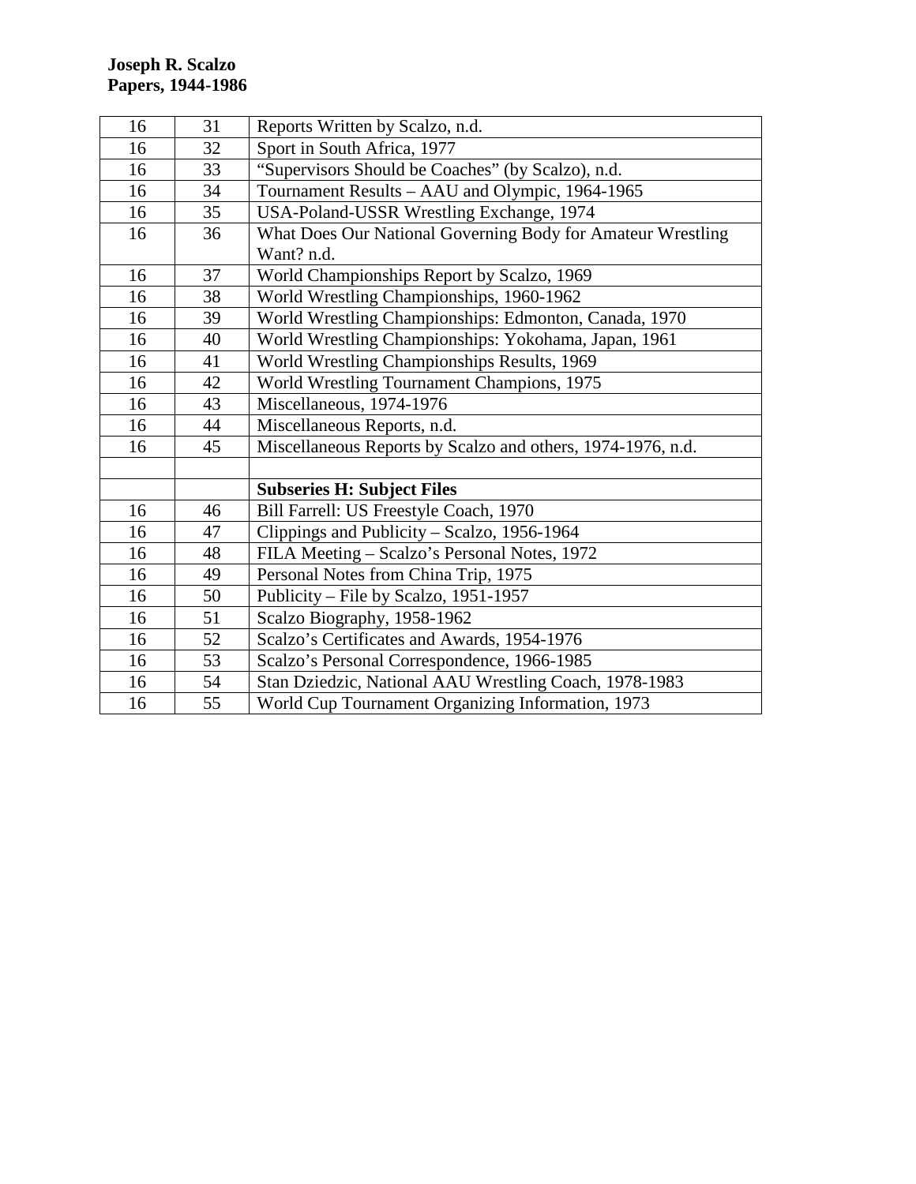**Joseph R. Scalzo**
**Papers, 1944-1986**

| | | |
|---|---|---|
| 16 | 31 | Reports Written by Scalzo, n.d. |
| 16 | 32 | Sport in South Africa, 1977 |
| 16 | 33 | "Supervisors Should be Coaches" (by Scalzo), n.d. |
| 16 | 34 | Tournament Results – AAU and Olympic, 1964-1965 |
| 16 | 35 | USA-Poland-USSR Wrestling Exchange, 1974 |
| 16 | 36 | What Does Our National Governing Body for Amateur Wrestling Want? n.d. |
| 16 | 37 | World Championships Report by Scalzo, 1969 |
| 16 | 38 | World Wrestling Championships, 1960-1962 |
| 16 | 39 | World Wrestling Championships: Edmonton, Canada, 1970 |
| 16 | 40 | World Wrestling Championships: Yokohama, Japan, 1961 |
| 16 | 41 | World Wrestling Championships Results, 1969 |
| 16 | 42 | World Wrestling Tournament Champions, 1975 |
| 16 | 43 | Miscellaneous, 1974-1976 |
| 16 | 44 | Miscellaneous Reports, n.d. |
| 16 | 45 | Miscellaneous Reports by Scalzo and others, 1974-1976, n.d. |
| | | |
| | | **Subseries H: Subject Files** |
| 16 | 46 | Bill Farrell: US Freestyle Coach, 1970 |
| 16 | 47 | Clippings and Publicity – Scalzo, 1956-1964 |
| 16 | 48 | FILA Meeting – Scalzo's Personal Notes, 1972 |
| 16 | 49 | Personal Notes from China Trip, 1975 |
| 16 | 50 | Publicity – File by Scalzo, 1951-1957 |
| 16 | 51 | Scalzo Biography, 1958-1962 |
| 16 | 52 | Scalzo's Certificates and Awards, 1954-1976 |
| 16 | 53 | Scalzo's Personal Correspondence, 1966-1985 |
| 16 | 54 | Stan Dziedzic, National AAU Wrestling Coach, 1978-1983 |
| 16 | 55 | World Cup Tournament Organizing Information, 1973 |